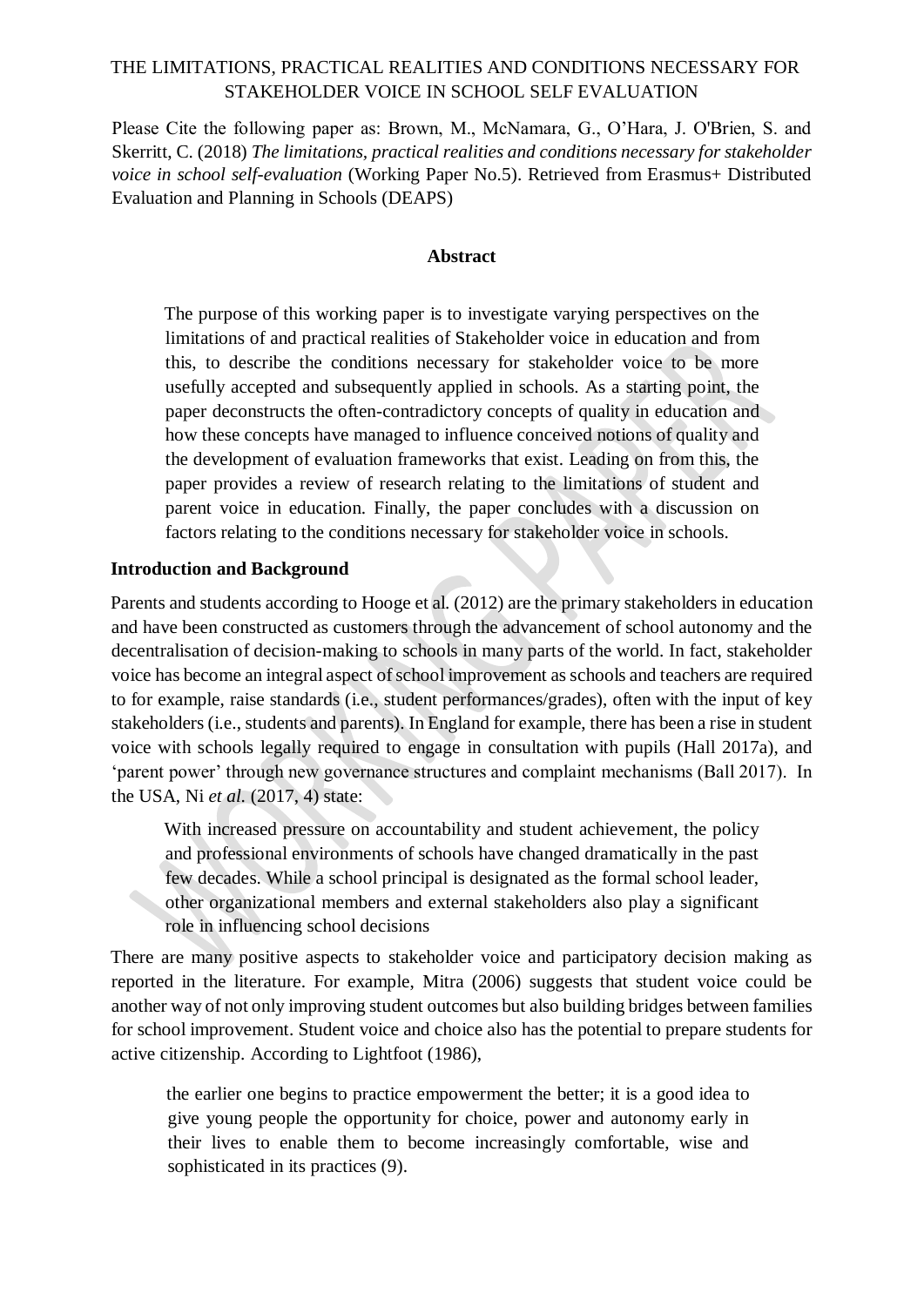# THE LIMITATIONS, PRACTICAL REALITIES AND CONDITIONS NECESSARY FOR STAKEHOLDER VOICE IN SCHOOL SELF EVALUATION

Please Cite the following paper as: Brown, M., McNamara, G., O'Hara, J. O'Brien, S. and Skerritt, C. (2018) *The limitations, practical realities and conditions necessary for stakeholder voice in school self-evaluation* (Working Paper No.5). Retrieved from Erasmus+ Distributed Evaluation and Planning in Schools (DEAPS)

**Abstract**

> The purpose of this working paper is to investigate varying perspectives on the limitations of and practical realities of Stakeholder voice in education and from this, to describe the conditions necessary for stakeholder voice to be more usefully accepted and subsequently applied in schools. As a starting point, the paper deconstructs the often-contradictory concepts of quality in education and how these concepts have managed to influence conceived notions of quality and the development of evaluation frameworks that exist. Leading on from this, the paper provides a review of research relating to the limitations of student and parent voice in education. Finally, the paper concludes with a discussion on factors relating to the conditions necessary for stakeholder voice in schools.

## Introduction and Background

Parents and students according to Hooge et al. (2012) are the primary stakeholders in education and have been constructed as customers through the advancement of school autonomy and the decentralisation of decision-making to schools in many parts of the world. In fact, stakeholder voice has become an integral aspect of school improvement as schools and teachers are required to for example, raise standards (i.e., student performances/grades), often with the input of key stakeholders (i.e., students and parents). In England for example, there has been a rise in student voice with schools legally required to engage in consultation with pupils (Hall 2017a), and 'parent power' through new governance structures and complaint mechanisms (Ball 2017). In the USA, Ni *et al.* (2017, 4) state:

> With increased pressure on accountability and student achievement, the policy and professional environments of schools have changed dramatically in the past few decades. While a school principal is designated as the formal school leader, other organizational members and external stakeholders also play a significant role in influencing school decisions

There are many positive aspects to stakeholder voice and participatory decision making as reported in the literature. For example, Mitra (2006) suggests that student voice could be another way of not only improving student outcomes but also building bridges between families for school improvement. Student voice and choice also has the potential to prepare students for active citizenship. According to Lightfoot (1986),

> the earlier one begins to practice empowerment the better; it is a good idea to give young people the opportunity for choice, power and autonomy early in their lives to enable them to become increasingly comfortable, wise and sophisticated in its practices (9).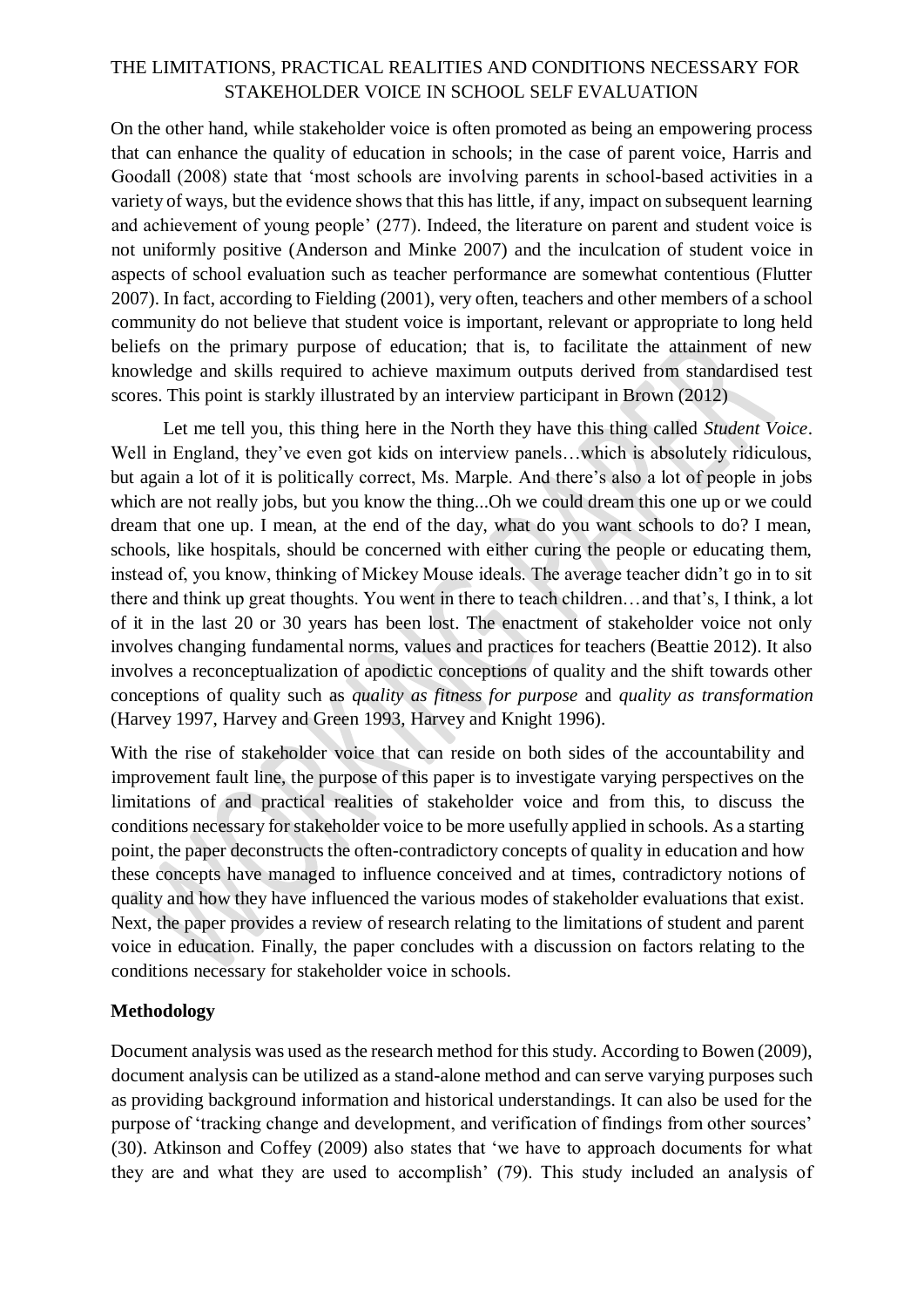On the other hand, while stakeholder voice is often promoted as being an empowering process that can enhance the quality of education in schools; in the case of parent voice, Harris and Goodall (2008) state that 'most schools are involving parents in school-based activities in a variety of ways, but the evidence shows that this has little, if any, impact on subsequent learning and achievement of young people' (277). Indeed, the literature on parent and student voice is not uniformly positive (Anderson and Minke 2007) and the inculcation of student voice in aspects of school evaluation such as teacher performance are somewhat contentious (Flutter 2007). In fact, according to Fielding (2001), very often, teachers and other members of a school community do not believe that student voice is important, relevant or appropriate to long held beliefs on the primary purpose of education; that is, to facilitate the attainment of new knowledge and skills required to achieve maximum outputs derived from standardised test scores. This point is starkly illustrated by an interview participant in Brown (2012)

Let me tell you, this thing here in the North they have this thing called *Student Voice*. Well in England, they've even got kids on interview panels…which is absolutely ridiculous, but again a lot of it is politically correct, Ms. Marple. And there's also a lot of people in jobs which are not really jobs, but you know the thing...Oh we could dream this one up or we could dream that one up. I mean, at the end of the day, what do you want schools to do? I mean, schools, like hospitals, should be concerned with either curing the people or educating them, instead of, you know, thinking of Mickey Mouse ideals. The average teacher didn't go in to sit there and think up great thoughts. You went in there to teach children…and that's, I think, a lot of it in the last 20 or 30 years has been lost. The enactment of stakeholder voice not only involves changing fundamental norms, values and practices for teachers (Beattie 2012). It also involves a reconceptualization of apodictic conceptions of quality and the shift towards other conceptions of quality such as *quality as fitness for purpose* and *quality as transformation* (Harvey 1997, Harvey and Green 1993, Harvey and Knight 1996).

With the rise of stakeholder voice that can reside on both sides of the accountability and improvement fault line, the purpose of this paper is to investigate varying perspectives on the limitations of and practical realities of stakeholder voice and from this, to discuss the conditions necessary for stakeholder voice to be more usefully applied in schools. As a starting point, the paper deconstructs the often-contradictory concepts of quality in education and how these concepts have managed to influence conceived and at times, contradictory notions of quality and how they have influenced the various modes of stakeholder evaluations that exist. Next, the paper provides a review of research relating to the limitations of student and parent voice in education. Finally, the paper concludes with a discussion on factors relating to the conditions necessary for stakeholder voice in schools.

## Methodology

Document analysis was used as the research method for this study. According to Bowen (2009), document analysis can be utilized as a stand-alone method and can serve varying purposes such as providing background information and historical understandings. It can also be used for the purpose of 'tracking change and development, and verification of findings from other sources' (30). Atkinson and Coffey (2009) also states that 'we have to approach documents for what they are and what they are used to accomplish' (79). This study included an analysis of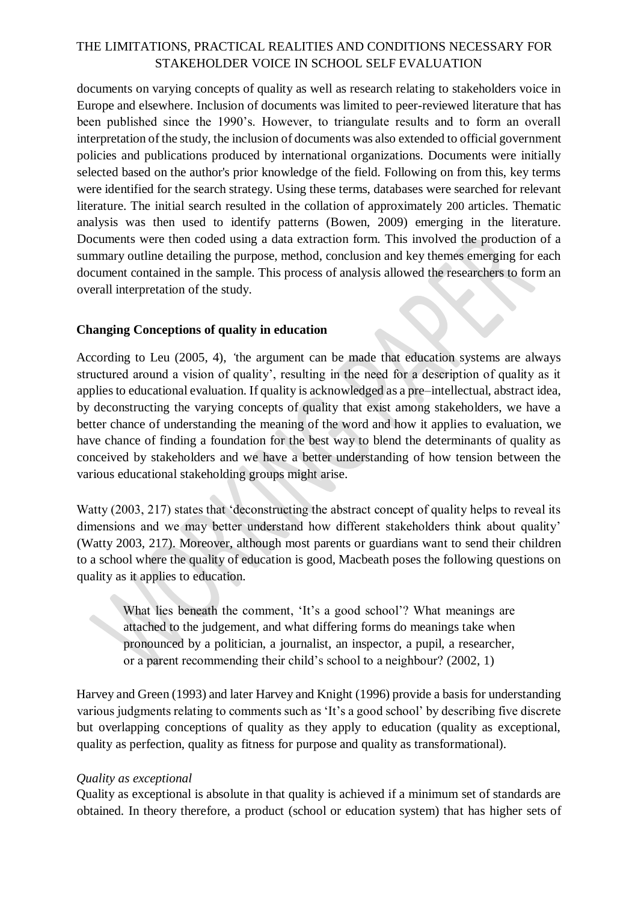documents on varying concepts of quality as well as research relating to stakeholders voice in Europe and elsewhere. Inclusion of documents was limited to peer-reviewed literature that has been published since the 1990's. However, to triangulate results and to form an overall interpretation of the study, the inclusion of documents was also extended to official government policies and publications produced by international organizations. Documents were initially selected based on the author's prior knowledge of the field. Following on from this, key terms were identified for the search strategy. Using these terms, databases were searched for relevant literature. The initial search resulted in the collation of approximately 200 articles. Thematic analysis was then used to identify patterns (Bowen, 2009) emerging in the literature. Documents were then coded using a data extraction form. This involved the production of a summary outline detailing the purpose, method, conclusion and key themes emerging for each document contained in the sample. This process of analysis allowed the researchers to form an overall interpretation of the study.

**Changing Conceptions of quality in education**

According to Leu (2005, 4), 'the argument can be made that education systems are always structured around a vision of quality', resulting in the need for a description of quality as it applies to educational evaluation. If quality is acknowledged as a pre–intellectual, abstract idea, by deconstructing the varying concepts of quality that exist among stakeholders, we have a better chance of understanding the meaning of the word and how it applies to evaluation, we have chance of finding a foundation for the best way to blend the determinants of quality as conceived by stakeholders and we have a better understanding of how tension between the various educational stakeholding groups might arise.

Watty (2003, 217) states that 'deconstructing the abstract concept of quality helps to reveal its dimensions and we may better understand how different stakeholders think about quality' (Watty 2003, 217). Moreover, although most parents or guardians want to send their children to a school where the quality of education is good, Macbeath poses the following questions on quality as it applies to education.

> What lies beneath the comment, 'It's a good school'? What meanings are attached to the judgement, and what differing forms do meanings take when pronounced by a politician, a journalist, an inspector, a pupil, a researcher, or a parent recommending their child's school to a neighbour? (2002, 1)

Harvey and Green (1993) and later Harvey and Knight (1996) provide a basis for understanding various judgments relating to comments such as 'It's a good school' by describing five discrete but overlapping conceptions of quality as they apply to education (quality as exceptional, quality as perfection, quality as fitness for purpose and quality as transformational).

*Quality as exceptional*

Quality as exceptional is absolute in that quality is achieved if a minimum set of standards are obtained. In theory therefore, a product (school or education system) that has higher sets of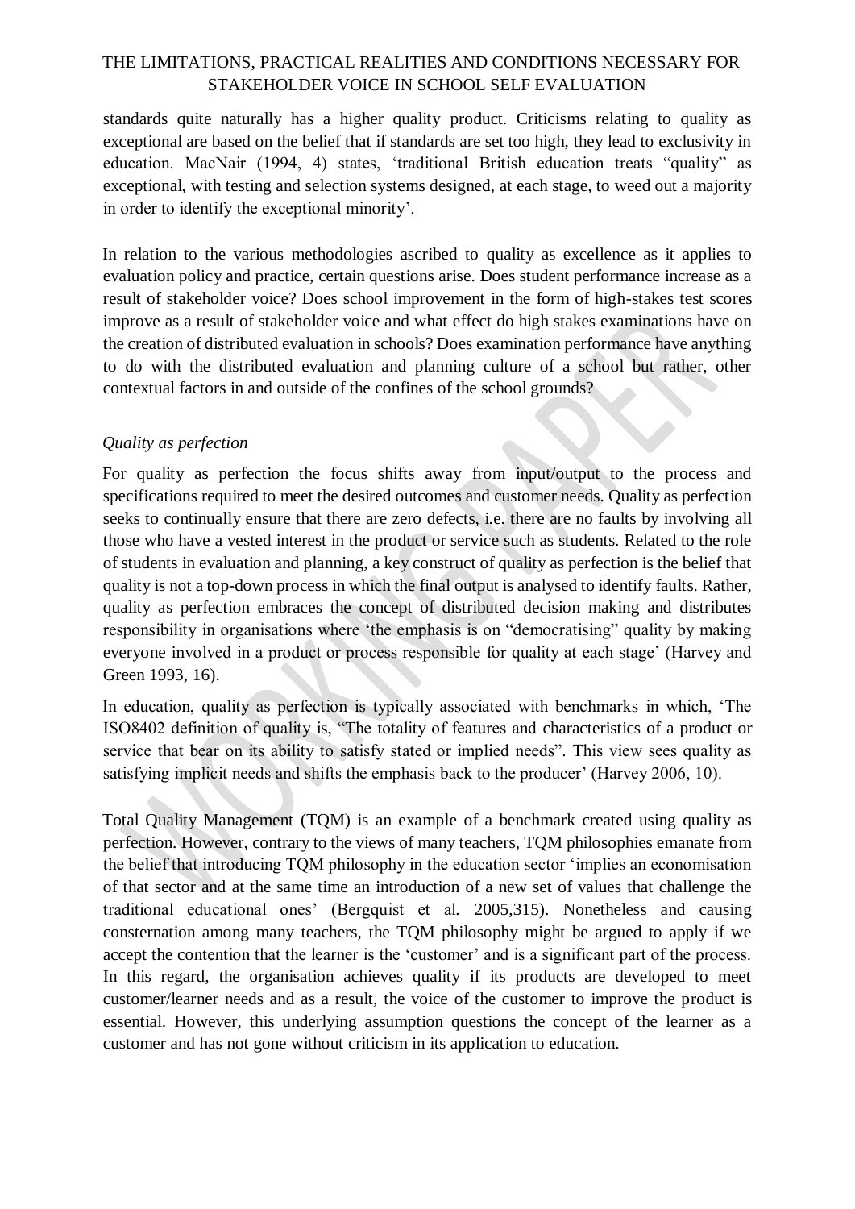standards quite naturally has a higher quality product. Criticisms relating to quality as exceptional are based on the belief that if standards are set too high, they lead to exclusivity in education. MacNair (1994, 4) states, 'traditional British education treats "quality" as exceptional, with testing and selection systems designed, at each stage, to weed out a majority in order to identify the exceptional minority'.

In relation to the various methodologies ascribed to quality as excellence as it applies to evaluation policy and practice, certain questions arise. Does student performance increase as a result of stakeholder voice? Does school improvement in the form of high-stakes test scores improve as a result of stakeholder voice and what effect do high stakes examinations have on the creation of distributed evaluation in schools? Does examination performance have anything to do with the distributed evaluation and planning culture of a school but rather, other contextual factors in and outside of the confines of the school grounds?

*Quality as perfection*

For quality as perfection the focus shifts away from input/output to the process and specifications required to meet the desired outcomes and customer needs. Quality as perfection seeks to continually ensure that there are zero defects, i.e. there are no faults by involving all those who have a vested interest in the product or service such as students. Related to the role of students in evaluation and planning, a key construct of quality as perfection is the belief that quality is not a top-down process in which the final output is analysed to identify faults. Rather, quality as perfection embraces the concept of distributed decision making and distributes responsibility in organisations where 'the emphasis is on "democratising" quality by making everyone involved in a product or process responsible for quality at each stage' (Harvey and Green 1993, 16).

In education, quality as perfection is typically associated with benchmarks in which, 'The ISO8402 definition of quality is, "The totality of features and characteristics of a product or service that bear on its ability to satisfy stated or implied needs". This view sees quality as satisfying implicit needs and shifts the emphasis back to the producer' (Harvey 2006, 10).

Total Quality Management (TQM) is an example of a benchmark created using quality as perfection. However, contrary to the views of many teachers, TQM philosophies emanate from the belief that introducing TQM philosophy in the education sector 'implies an economisation of that sector and at the same time an introduction of a new set of values that challenge the traditional educational ones' (Bergquist et al. 2005,315). Nonetheless and causing consternation among many teachers, the TQM philosophy might be argued to apply if we accept the contention that the learner is the 'customer' and is a significant part of the process. In this regard, the organisation achieves quality if its products are developed to meet customer/learner needs and as a result, the voice of the customer to improve the product is essential. However, this underlying assumption questions the concept of the learner as a customer and has not gone without criticism in its application to education.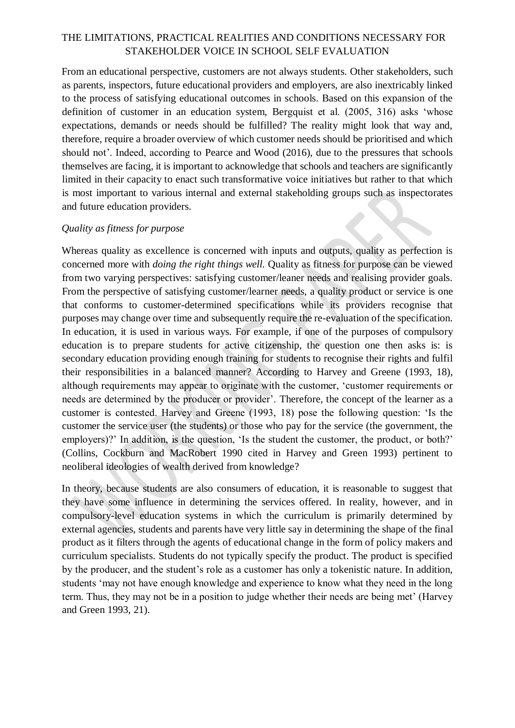From an educational perspective, customers are not always students. Other stakeholders, such as parents, inspectors, future educational providers and employers, are also inextricably linked to the process of satisfying educational outcomes in schools. Based on this expansion of the definition of customer in an education system, Bergquist et al. (2005, 316) asks 'whose expectations, demands or needs should be fulfilled? The reality might look that way and, therefore, require a broader overview of which customer needs should be prioritised and which should not'. Indeed, according to Pearce and Wood (2016), due to the pressures that schools themselves are facing, it is important to acknowledge that schools and teachers are significantly limited in their capacity to enact such transformative voice initiatives but rather to that which is most important to various internal and external stakeholding groups such as inspectorates and future education providers.

*Quality as fitness for purpose*

Whereas quality as excellence is concerned with inputs and outputs, quality as perfection is concerned more with *doing the right things well.* Quality as fitness for purpose can be viewed from two varying perspectives: satisfying customer/leaner needs and realising provider goals. From the perspective of satisfying customer/learner needs, a quality product or service is one that conforms to customer-determined specifications while its providers recognise that purposes may change over time and subsequently require the re-evaluation of the specification. In education, it is used in various ways. For example, if one of the purposes of compulsory education is to prepare students for active citizenship, the question one then asks is: is secondary education providing enough training for students to recognise their rights and fulfil their responsibilities in a balanced manner? According to Harvey and Greene (1993, 18), although requirements may appear to originate with the customer, 'customer requirements or needs are determined by the producer or provider'. Therefore, the concept of the learner as a customer is contested. Harvey and Greene (1993, 18) pose the following question: 'Is the customer the service user (the students) or those who pay for the service (the government, the employers)?' In addition, is the question, 'Is the student the customer, the product, or both?' (Collins, Cockburn and MacRobert 1990 cited in Harvey and Green 1993) pertinent to neoliberal ideologies of wealth derived from knowledge?

In theory, because students are also consumers of education, it is reasonable to suggest that they have some influence in determining the services offered. In reality, however, and in compulsory-level education systems in which the curriculum is primarily determined by external agencies, students and parents have very little say in determining the shape of the final product as it filters through the agents of educational change in the form of policy makers and curriculum specialists. Students do not typically specify the product. The product is specified by the producer, and the student's role as a customer has only a tokenistic nature. In addition, students 'may not have enough knowledge and experience to know what they need in the long term. Thus, they may not be in a position to judge whether their needs are being met' (Harvey and Green 1993, 21).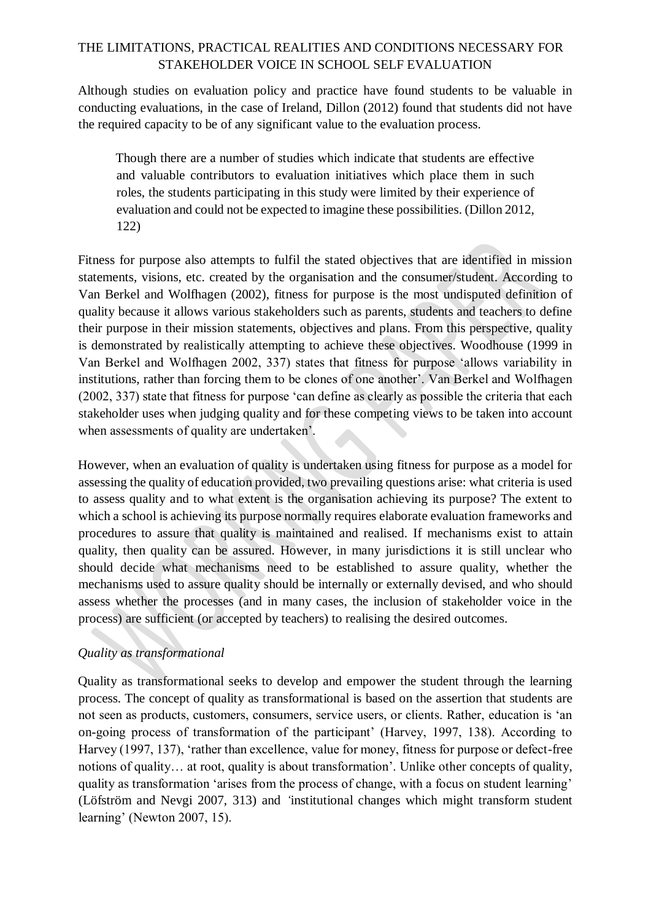Although studies on evaluation policy and practice have found students to be valuable in conducting evaluations, in the case of Ireland, Dillon (2012) found that students did not have the required capacity to be of any significant value to the evaluation process.

> Though there are a number of studies which indicate that students are effective and valuable contributors to evaluation initiatives which place them in such roles, the students participating in this study were limited by their experience of evaluation and could not be expected to imagine these possibilities. (Dillon 2012, 122)

Fitness for purpose also attempts to fulfil the stated objectives that are identified in mission statements, visions, etc. created by the organisation and the consumer/student. According to Van Berkel and Wolfhagen (2002), fitness for purpose is the most undisputed definition of quality because it allows various stakeholders such as parents, students and teachers to define their purpose in their mission statements, objectives and plans. From this perspective, quality is demonstrated by realistically attempting to achieve these objectives. Woodhouse (1999 in Van Berkel and Wolfhagen 2002, 337) states that fitness for purpose 'allows variability in institutions, rather than forcing them to be clones of one another'. Van Berkel and Wolfhagen (2002, 337) state that fitness for purpose 'can define as clearly as possible the criteria that each stakeholder uses when judging quality and for these competing views to be taken into account when assessments of quality are undertaken'.

However, when an evaluation of quality is undertaken using fitness for purpose as a model for assessing the quality of education provided, two prevailing questions arise: what criteria is used to assess quality and to what extent is the organisation achieving its purpose? The extent to which a school is achieving its purpose normally requires elaborate evaluation frameworks and procedures to assure that quality is maintained and realised. If mechanisms exist to attain quality, then quality can be assured. However, in many jurisdictions it is still unclear who should decide what mechanisms need to be established to assure quality, whether the mechanisms used to assure quality should be internally or externally devised, and who should assess whether the processes (and in many cases, the inclusion of stakeholder voice in the process) are sufficient (or accepted by teachers) to realising the desired outcomes.

*Quality as transformational*

Quality as transformational seeks to develop and empower the student through the learning process. The concept of quality as transformational is based on the assertion that students are not seen as products, customers, consumers, service users, or clients. Rather, education is 'an on-going process of transformation of the participant' (Harvey, 1997, 138). According to Harvey (1997, 137), 'rather than excellence, value for money, fitness for purpose or defect-free notions of quality… at root, quality is about transformation'. Unlike other concepts of quality, quality as transformation 'arises from the process of change, with a focus on student learning' (Löfström and Nevgi 2007, 313) and 'institutional changes which might transform student learning' (Newton 2007, 15).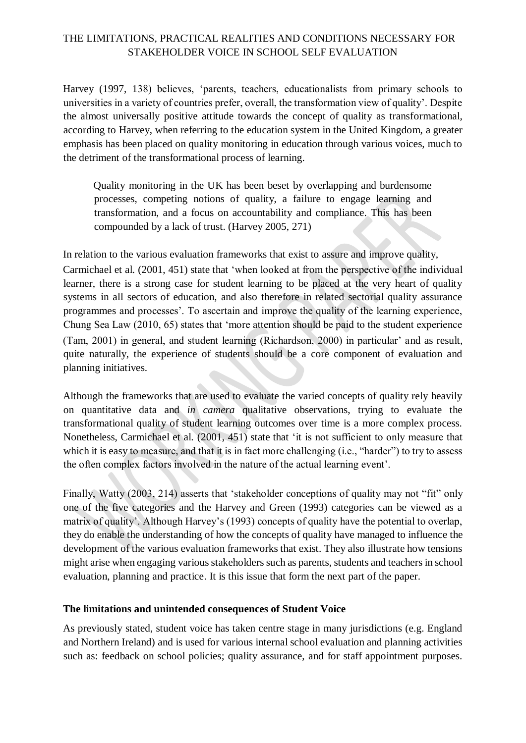Harvey (1997, 138) believes, 'parents, teachers, educationalists from primary schools to universities in a variety of countries prefer, overall, the transformation view of quality'. Despite the almost universally positive attitude towards the concept of quality as transformational, according to Harvey, when referring to the education system in the United Kingdom, a greater emphasis has been placed on quality monitoring in education through various voices, much to the detriment of the transformational process of learning.

> Quality monitoring in the UK has been beset by overlapping and burdensome processes, competing notions of quality, a failure to engage learning and transformation, and a focus on accountability and compliance. This has been compounded by a lack of trust. (Harvey 2005, 271)

In relation to the various evaluation frameworks that exist to assure and improve quality, Carmichael et al. (2001, 451) state that 'when looked at from the perspective of the individual learner, there is a strong case for student learning to be placed at the very heart of quality systems in all sectors of education, and also therefore in related sectorial quality assurance programmes and processes'. To ascertain and improve the quality of the learning experience, Chung Sea Law (2010, 65) states that 'more attention should be paid to the student experience (Tam, 2001) in general, and student learning (Richardson, 2000) in particular' and as result, quite naturally, the experience of students should be a core component of evaluation and planning initiatives.

Although the frameworks that are used to evaluate the varied concepts of quality rely heavily on quantitative data and *in camera* qualitative observations, trying to evaluate the transformational quality of student learning outcomes over time is a more complex process. Nonetheless, Carmichael et al. (2001, 451) state that 'it is not sufficient to only measure that which it is easy to measure, and that it is in fact more challenging (i.e., "harder") to try to assess the often complex factors involved in the nature of the actual learning event'.

Finally, Watty (2003, 214) asserts that 'stakeholder conceptions of quality may not "fit" only one of the five categories and the Harvey and Green (1993) categories can be viewed as a matrix of quality'. Although Harvey's (1993) concepts of quality have the potential to overlap, they do enable the understanding of how the concepts of quality have managed to influence the development of the various evaluation frameworks that exist. They also illustrate how tensions might arise when engaging various stakeholders such as parents, students and teachers in school evaluation, planning and practice. It is this issue that form the next part of the paper.

### The limitations and unintended consequences of Student Voice

As previously stated, student voice has taken centre stage in many jurisdictions (e.g. England and Northern Ireland) and is used for various internal school evaluation and planning activities such as: feedback on school policies; quality assurance, and for staff appointment purposes.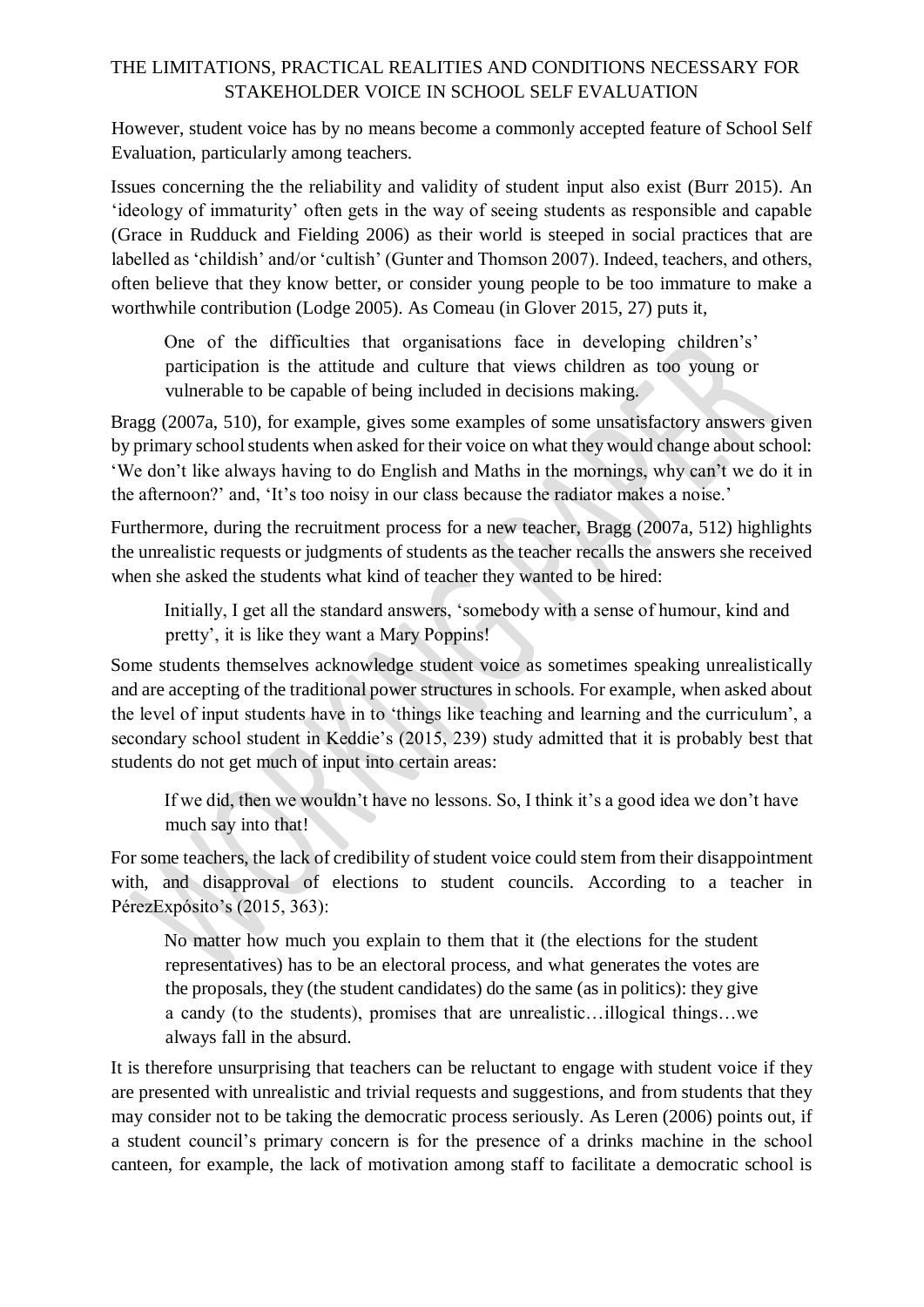However, student voice has by no means become a commonly accepted feature of School Self Evaluation, particularly among teachers.

Issues concerning the the reliability and validity of student input also exist (Burr 2015). An 'ideology of immaturity' often gets in the way of seeing students as responsible and capable (Grace in Rudduck and Fielding 2006) as their world is steeped in social practices that are labelled as 'childish' and/or 'cultish' (Gunter and Thomson 2007). Indeed, teachers, and others, often believe that they know better, or consider young people to be too immature to make a worthwhile contribution (Lodge 2005). As Comeau (in Glover 2015, 27) puts it,

> One of the difficulties that organisations face in developing children's' participation is the attitude and culture that views children as too young or vulnerable to be capable of being included in decisions making.

Bragg (2007a, 510), for example, gives some examples of some unsatisfactory answers given by primary school students when asked for their voice on what they would change about school: 'We don't like always having to do English and Maths in the mornings, why can't we do it in the afternoon?' and, 'It's too noisy in our class because the radiator makes a noise.'

Furthermore, during the recruitment process for a new teacher, Bragg (2007a, 512) highlights the unrealistic requests or judgments of students as the teacher recalls the answers she received when she asked the students what kind of teacher they wanted to be hired:

> Initially, I get all the standard answers, 'somebody with a sense of humour, kind and pretty', it is like they want a Mary Poppins!

Some students themselves acknowledge student voice as sometimes speaking unrealistically and are accepting of the traditional power structures in schools. For example, when asked about the level of input students have in to 'things like teaching and learning and the curriculum', a secondary school student in Keddie's (2015, 239) study admitted that it is probably best that students do not get much of input into certain areas:

> If we did, then we wouldn't have no lessons. So, I think it's a good idea we don't have much say into that!

For some teachers, the lack of credibility of student voice could stem from their disappointment with, and disapproval of elections to student councils. According to a teacher in PérezExpósito's (2015, 363):

> No matter how much you explain to them that it (the elections for the student representatives) has to be an electoral process, and what generates the votes are the proposals, they (the student candidates) do the same (as in politics): they give a candy (to the students), promises that are unrealistic…illogical things…we always fall in the absurd.

It is therefore unsurprising that teachers can be reluctant to engage with student voice if they are presented with unrealistic and trivial requests and suggestions, and from students that they may consider not to be taking the democratic process seriously. As Leren (2006) points out, if a student council's primary concern is for the presence of a drinks machine in the school canteen, for example, the lack of motivation among staff to facilitate a democratic school is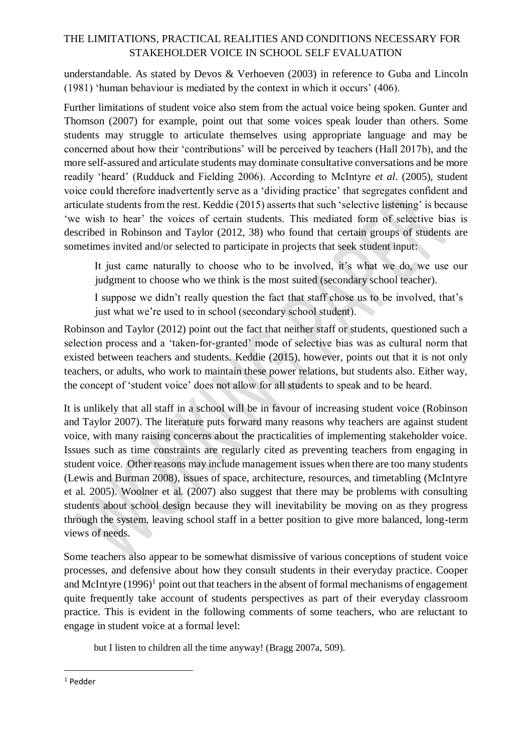understandable. As stated by Devos & Verhoeven (2003) in reference to Guba and Lincoln (1981) 'human behaviour is mediated by the context in which it occurs' (406).

Further limitations of student voice also stem from the actual voice being spoken. Gunter and Thomson (2007) for example, point out that some voices speak louder than others. Some students may struggle to articulate themselves using appropriate language and may be concerned about how their 'contributions' will be perceived by teachers (Hall 2017b), and the more self-assured and articulate students may dominate consultative conversations and be more readily 'heard' (Rudduck and Fielding 2006). According to McIntyre *et al*. (2005), student voice could therefore inadvertently serve as a 'dividing practice' that segregates confident and articulate students from the rest. Keddie (2015) asserts that such 'selective listening' is because 'we wish to hear' the voices of certain students. This mediated form of selective bias is described in Robinson and Taylor (2012, 38) who found that certain groups of students are sometimes invited and/or selected to participate in projects that seek student input:

> It just came naturally to choose who to be involved, it's what we do, we use our judgment to choose who we think is the most suited (secondary school teacher).
>
> I suppose we didn't really question the fact that staff chose us to be involved, that's just what we're used to in school (secondary school student).

Robinson and Taylor (2012) point out the fact that neither staff or students, questioned such a selection process and a 'taken-for-granted' mode of selective bias was as cultural norm that existed between teachers and students. Keddie (2015), however, points out that it is not only teachers, or adults, who work to maintain these power relations, but students also. Either way, the concept of 'student voice' does not allow for all students to speak and to be heard.

It is unlikely that all staff in a school will be in favour of increasing student voice (Robinson and Taylor 2007). The literature puts forward many reasons why teachers are against student voice, with many raising concerns about the practicalities of implementing stakeholder voice. Issues such as time constraints are regularly cited as preventing teachers from engaging in student voice. Other reasons may include management issues when there are too many students (Lewis and Burman 2008), issues of space, architecture, resources, and timetabling (McIntyre et al. 2005). Woolner et al. (2007) also suggest that there may be problems with consulting students about school design because they will inevitability be moving on as they progress through the system, leaving school staff in a better position to give more balanced, long-term views of needs.

Some teachers also appear to be somewhat dismissive of various conceptions of student voice processes, and defensive about how they consult students in their everyday practice. Cooper and McIntyre (1996)[1] point out that teachers in the absent of formal mechanisms of engagement quite frequently take account of students perspectives as part of their everyday classroom practice. This is evident in the following comments of some teachers, who are reluctant to engage in student voice at a formal level:

> but I listen to children all the time anyway! (Bragg 2007a, 509).

---

[1] Pedder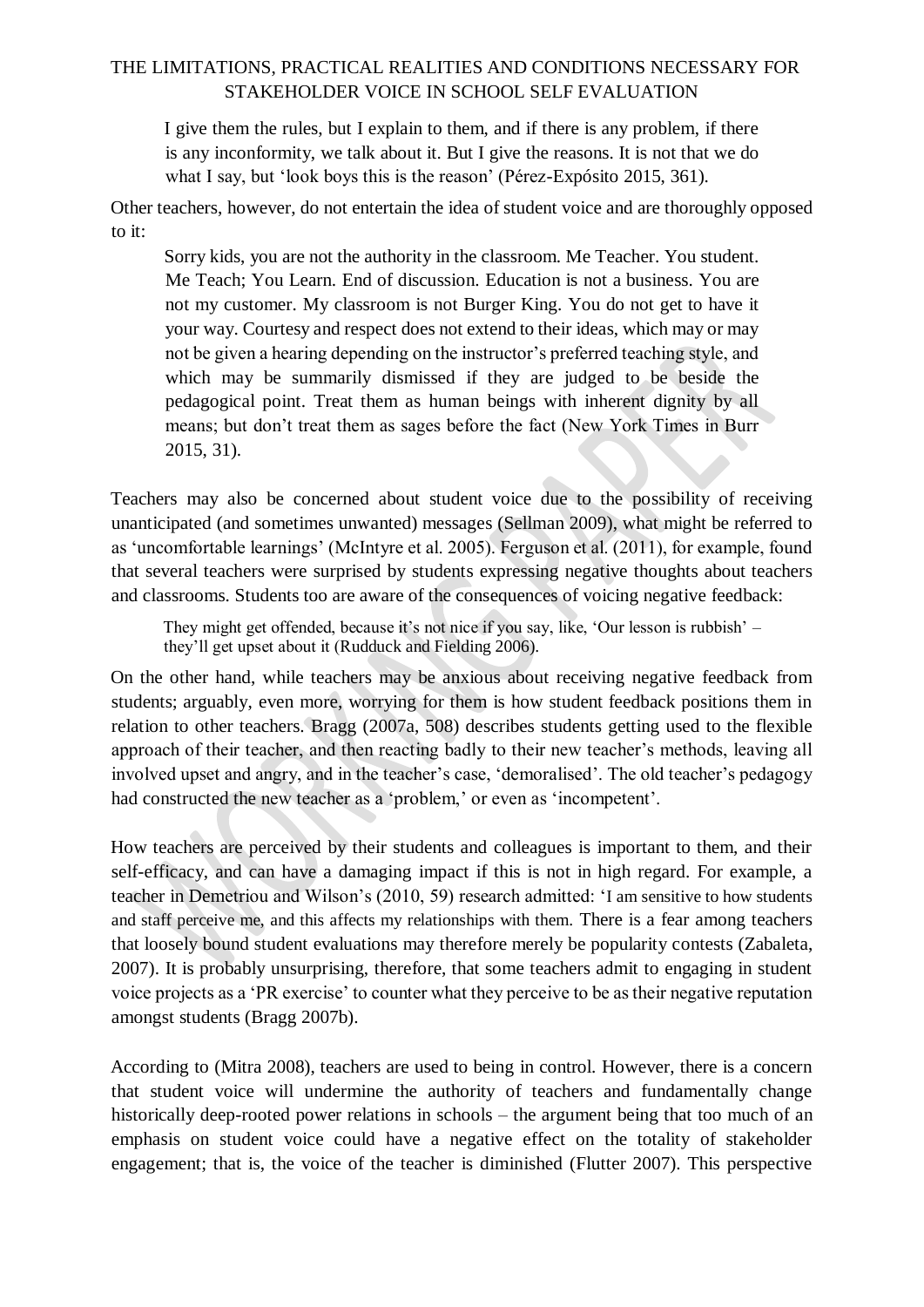> I give them the rules, but I explain to them, and if there is any problem, if there is any inconformity, we talk about it. But I give the reasons. It is not that we do what I say, but 'look boys this is the reason' (Pérez-Expósito 2015, 361).

Other teachers, however, do not entertain the idea of student voice and are thoroughly opposed to it:

> Sorry kids, you are not the authority in the classroom. Me Teacher. You student. Me Teach; You Learn. End of discussion. Education is not a business. You are not my customer. My classroom is not Burger King. You do not get to have it your way. Courtesy and respect does not extend to their ideas, which may or may not be given a hearing depending on the instructor's preferred teaching style, and which may be summarily dismissed if they are judged to be beside the pedagogical point. Treat them as human beings with inherent dignity by all means; but don't treat them as sages before the fact (New York Times in Burr 2015, 31).

Teachers may also be concerned about student voice due to the possibility of receiving unanticipated (and sometimes unwanted) messages (Sellman 2009), what might be referred to as 'uncomfortable learnings' (McIntyre et al. 2005). Ferguson et al. (2011), for example, found that several teachers were surprised by students expressing negative thoughts about teachers and classrooms. Students too are aware of the consequences of voicing negative feedback:

> They might get offended, because it's not nice if you say, like, 'Our lesson is rubbish' – they'll get upset about it (Rudduck and Fielding 2006).

On the other hand, while teachers may be anxious about receiving negative feedback from students; arguably, even more, worrying for them is how student feedback positions them in relation to other teachers. Bragg (2007a, 508) describes students getting used to the flexible approach of their teacher, and then reacting badly to their new teacher's methods, leaving all involved upset and angry, and in the teacher's case, 'demoralised'. The old teacher's pedagogy had constructed the new teacher as a 'problem,' or even as 'incompetent'.

How teachers are perceived by their students and colleagues is important to them, and their self-efficacy, and can have a damaging impact if this is not in high regard. For example, a teacher in Demetriou and Wilson's (2010, 59) research admitted: 'I am sensitive to how students and staff perceive me, and this affects my relationships with them. There is a fear among teachers that loosely bound student evaluations may therefore merely be popularity contests (Zabaleta, 2007). It is probably unsurprising, therefore, that some teachers admit to engaging in student voice projects as a 'PR exercise' to counter what they perceive to be as their negative reputation amongst students (Bragg 2007b).

According to (Mitra 2008), teachers are used to being in control. However, there is a concern that student voice will undermine the authority of teachers and fundamentally change historically deep-rooted power relations in schools – the argument being that too much of an emphasis on student voice could have a negative effect on the totality of stakeholder engagement; that is, the voice of the teacher is diminished (Flutter 2007). This perspective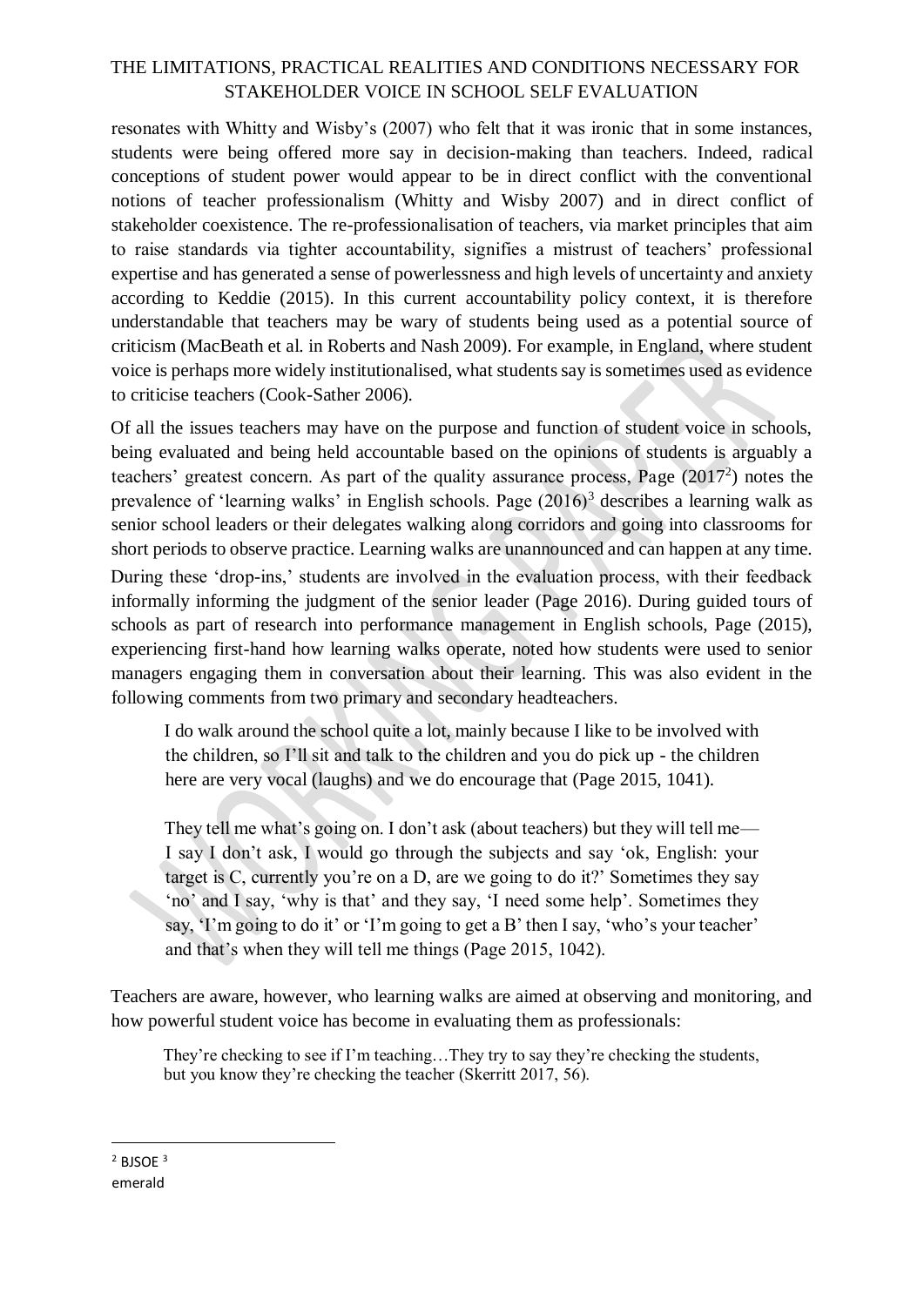resonates with Whitty and Wisby's (2007) who felt that it was ironic that in some instances, students were being offered more say in decision-making than teachers. Indeed, radical conceptions of student power would appear to be in direct conflict with the conventional notions of teacher professionalism (Whitty and Wisby 2007) and in direct conflict of stakeholder coexistence. The re-professionalisation of teachers, via market principles that aim to raise standards via tighter accountability, signifies a mistrust of teachers' professional expertise and has generated a sense of powerlessness and high levels of uncertainty and anxiety according to Keddie (2015). In this current accountability policy context, it is therefore understandable that teachers may be wary of students being used as a potential source of criticism (MacBeath et al. in Roberts and Nash 2009). For example, in England, where student voice is perhaps more widely institutionalised, what students say is sometimes used as evidence to criticise teachers (Cook-Sather 2006).

Of all the issues teachers may have on the purpose and function of student voice in schools, being evaluated and being held accountable based on the opinions of students is arguably a teachers' greatest concern. As part of the quality assurance process, Page (2017[2]) notes the prevalence of 'learning walks' in English schools. Page (2016)[3] describes a learning walk as senior school leaders or their delegates walking along corridors and going into classrooms for short periods to observe practice. Learning walks are unannounced and can happen at any time. During these 'drop-ins,' students are involved in the evaluation process, with their feedback informally informing the judgment of the senior leader (Page 2016). During guided tours of schools as part of research into performance management in English schools, Page (2015), experiencing first-hand how learning walks operate, noted how students were used to senior managers engaging them in conversation about their learning. This was also evident in the following comments from two primary and secondary headteachers.

> I do walk around the school quite a lot, mainly because I like to be involved with the children, so I'll sit and talk to the children and you do pick up - the children here are very vocal (laughs) and we do encourage that (Page 2015, 1041).

> They tell me what's going on. I don't ask (about teachers) but they will tell me— I say I don't ask, I would go through the subjects and say 'ok, English: your target is C, currently you're on a D, are we going to do it?' Sometimes they say 'no' and I say, 'why is that' and they say, 'I need some help'. Sometimes they say, 'I'm going to do it' or 'I'm going to get a B' then I say, 'who's your teacher' and that's when they will tell me things (Page 2015, 1042).

Teachers are aware, however, who learning walks are aimed at observing and monitoring, and how powerful student voice has become in evaluating them as professionals:

> They're checking to see if I'm teaching…They try to say they're checking the students, but you know they're checking the teacher (Skerritt 2017, 56).

---

[2] BJSOE [3] emerald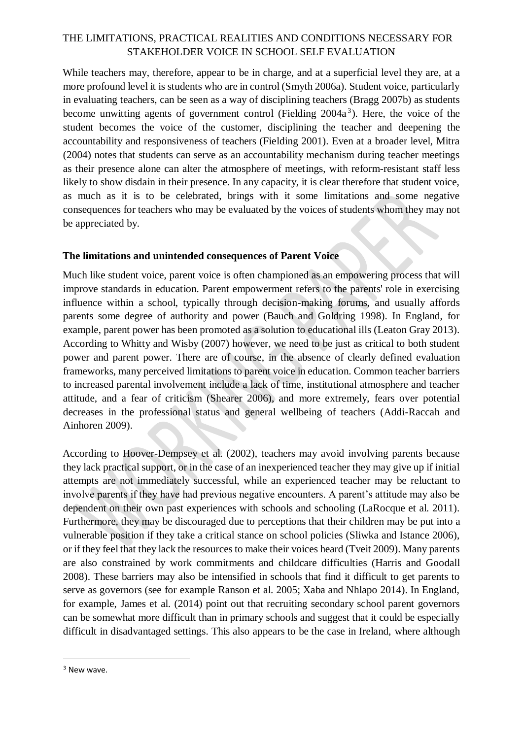While teachers may, therefore, appear to be in charge, and at a superficial level they are, at a more profound level it is students who are in control (Smyth 2006a). Student voice, particularly in evaluating teachers, can be seen as a way of disciplining teachers (Bragg 2007b) as students become unwitting agents of government control (Fielding 2004a[3]). Here, the voice of the student becomes the voice of the customer, disciplining the teacher and deepening the accountability and responsiveness of teachers (Fielding 2001). Even at a broader level, Mitra (2004) notes that students can serve as an accountability mechanism during teacher meetings as their presence alone can alter the atmosphere of meetings, with reform-resistant staff less likely to show disdain in their presence. In any capacity, it is clear therefore that student voice, as much as it is to be celebrated, brings with it some limitations and some negative consequences for teachers who may be evaluated by the voices of students whom they may not be appreciated by.

### The limitations and unintended consequences of Parent Voice

Much like student voice, parent voice is often championed as an empowering process that will improve standards in education. Parent empowerment refers to the parents' role in exercising influence within a school, typically through decision-making forums, and usually affords parents some degree of authority and power (Bauch and Goldring 1998). In England, for example, parent power has been promoted as a solution to educational ills (Leaton Gray 2013). According to Whitty and Wisby (2007) however, we need to be just as critical to both student power and parent power. There are of course, in the absence of clearly defined evaluation frameworks, many perceived limitations to parent voice in education. Common teacher barriers to increased parental involvement include a lack of time, institutional atmosphere and teacher attitude, and a fear of criticism (Shearer 2006), and more extremely, fears over potential decreases in the professional status and general wellbeing of teachers (Addi-Raccah and Ainhoren 2009).

According to Hoover-Dempsey et al. (2002), teachers may avoid involving parents because they lack practical support, or in the case of an inexperienced teacher they may give up if initial attempts are not immediately successful, while an experienced teacher may be reluctant to involve parents if they have had previous negative encounters. A parent's attitude may also be dependent on their own past experiences with schools and schooling (LaRocque et al. 2011). Furthermore, they may be discouraged due to perceptions that their children may be put into a vulnerable position if they take a critical stance on school policies (Sliwka and Istance 2006), or if they feel that they lack the resources to make their voices heard (Tveit 2009). Many parents are also constrained by work commitments and childcare difficulties (Harris and Goodall 2008). These barriers may also be intensified in schools that find it difficult to get parents to serve as governors (see for example Ranson et al. 2005; Xaba and Nhlapo 2014). In England, for example, James et al. (2014) point out that recruiting secondary school parent governors can be somewhat more difficult than in primary schools and suggest that it could be especially difficult in disadvantaged settings. This also appears to be the case in Ireland, where although

[3] New wave.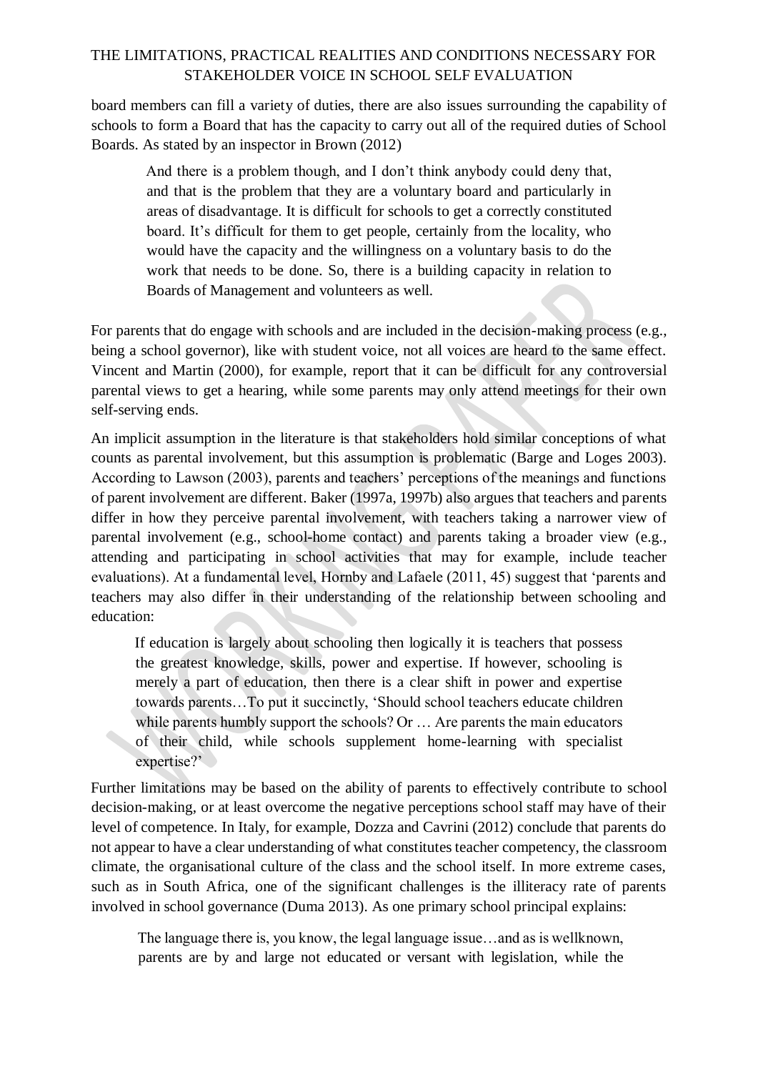board members can fill a variety of duties, there are also issues surrounding the capability of schools to form a Board that has the capacity to carry out all of the required duties of School Boards. As stated by an inspector in Brown (2012)

> And there is a problem though, and I don't think anybody could deny that, and that is the problem that they are a voluntary board and particularly in areas of disadvantage. It is difficult for schools to get a correctly constituted board. It's difficult for them to get people, certainly from the locality, who would have the capacity and the willingness on a voluntary basis to do the work that needs to be done. So, there is a building capacity in relation to Boards of Management and volunteers as well.

For parents that do engage with schools and are included in the decision-making process (e.g., being a school governor), like with student voice, not all voices are heard to the same effect. Vincent and Martin (2000), for example, report that it can be difficult for any controversial parental views to get a hearing, while some parents may only attend meetings for their own self-serving ends.

An implicit assumption in the literature is that stakeholders hold similar conceptions of what counts as parental involvement, but this assumption is problematic (Barge and Loges 2003). According to Lawson (2003), parents and teachers' perceptions of the meanings and functions of parent involvement are different. Baker (1997a, 1997b) also argues that teachers and parents differ in how they perceive parental involvement, with teachers taking a narrower view of parental involvement (e.g., school-home contact) and parents taking a broader view (e.g., attending and participating in school activities that may for example, include teacher evaluations). At a fundamental level, Hornby and Lafaele (2011, 45) suggest that 'parents and teachers may also differ in their understanding of the relationship between schooling and education:

> If education is largely about schooling then logically it is teachers that possess the greatest knowledge, skills, power and expertise. If however, schooling is merely a part of education, then there is a clear shift in power and expertise towards parents…To put it succinctly, 'Should school teachers educate children while parents humbly support the schools? Or … Are parents the main educators of their child, while schools supplement home-learning with specialist expertise?'

Further limitations may be based on the ability of parents to effectively contribute to school decision-making, or at least overcome the negative perceptions school staff may have of their level of competence. In Italy, for example, Dozza and Cavrini (2012) conclude that parents do not appear to have a clear understanding of what constitutes teacher competency, the classroom climate, the organisational culture of the class and the school itself. In more extreme cases, such as in South Africa, one of the significant challenges is the illiteracy rate of parents involved in school governance (Duma 2013). As one primary school principal explains:

> The language there is, you know, the legal language issue…and as is wellknown, parents are by and large not educated or versant with legislation, while the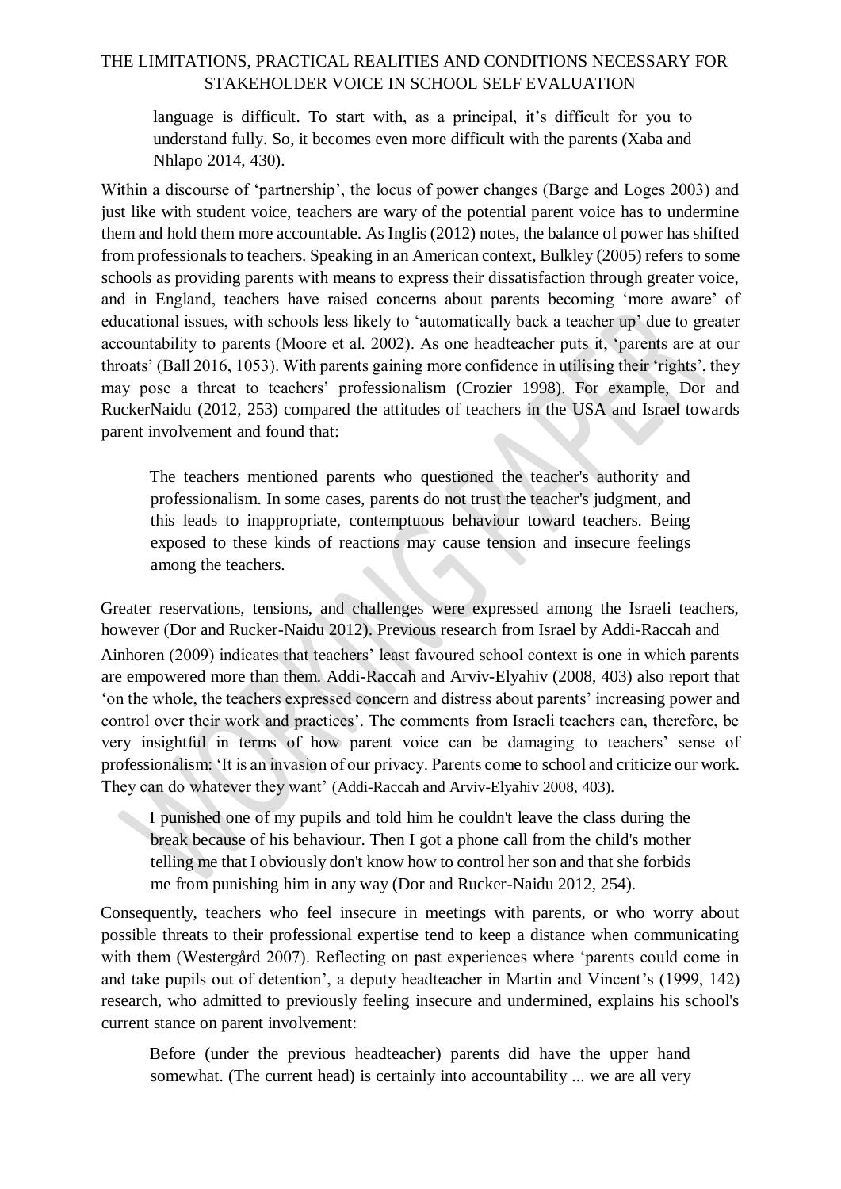> language is difficult. To start with, as a principal, it's difficult for you to understand fully. So, it becomes even more difficult with the parents (Xaba and Nhlapo 2014, 430).

Within a discourse of 'partnership', the locus of power changes (Barge and Loges 2003) and just like with student voice, teachers are wary of the potential parent voice has to undermine them and hold them more accountable. As Inglis (2012) notes, the balance of power has shifted from professionals to teachers. Speaking in an American context, Bulkley (2005) refers to some schools as providing parents with means to express their dissatisfaction through greater voice, and in England, teachers have raised concerns about parents becoming 'more aware' of educational issues, with schools less likely to 'automatically back a teacher up' due to greater accountability to parents (Moore et al. 2002). As one headteacher puts it, 'parents are at our throats' (Ball 2016, 1053). With parents gaining more confidence in utilising their 'rights', they may pose a threat to teachers' professionalism (Crozier 1998). For example, Dor and RuckerNaidu (2012, 253) compared the attitudes of teachers in the USA and Israel towards parent involvement and found that:

> The teachers mentioned parents who questioned the teacher's authority and professionalism. In some cases, parents do not trust the teacher's judgment, and this leads to inappropriate, contemptuous behaviour toward teachers. Being exposed to these kinds of reactions may cause tension and insecure feelings among the teachers.

Greater reservations, tensions, and challenges were expressed among the Israeli teachers, however (Dor and Rucker-Naidu 2012). Previous research from Israel by Addi-Raccah and Ainhoren (2009) indicates that teachers' least favoured school context is one in which parents are empowered more than them. Addi-Raccah and Arviv-Elyahiv (2008, 403) also report that 'on the whole, the teachers expressed concern and distress about parents' increasing power and control over their work and practices'. The comments from Israeli teachers can, therefore, be very insightful in terms of how parent voice can be damaging to teachers' sense of professionalism: 'It is an invasion of our privacy. Parents come to school and criticize our work. They can do whatever they want' (Addi-Raccah and Arviv-Elyahiv 2008, 403).

> I punished one of my pupils and told him he couldn't leave the class during the break because of his behaviour. Then I got a phone call from the child's mother telling me that I obviously don't know how to control her son and that she forbids me from punishing him in any way (Dor and Rucker-Naidu 2012, 254).

Consequently, teachers who feel insecure in meetings with parents, or who worry about possible threats to their professional expertise tend to keep a distance when communicating with them (Westergård 2007). Reflecting on past experiences where 'parents could come in and take pupils out of detention', a deputy headteacher in Martin and Vincent's (1999, 142) research, who admitted to previously feeling insecure and undermined, explains his school's current stance on parent involvement:

> Before (under the previous headteacher) parents did have the upper hand somewhat. (The current head) is certainly into accountability ... we are all very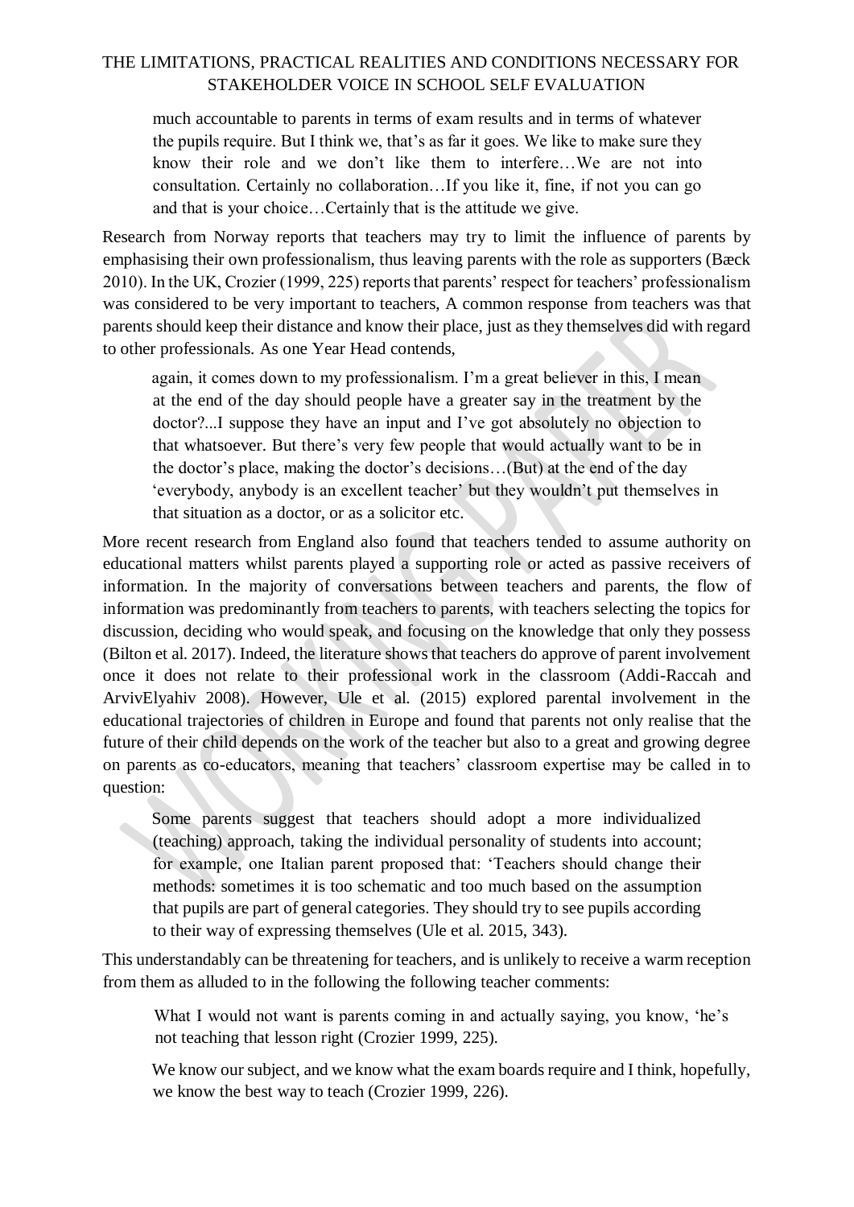much accountable to parents in terms of exam results and in terms of whatever the pupils require. But I think we, that's as far it goes. We like to make sure they know their role and we don't like them to interfere…We are not into consultation. Certainly no collaboration…If you like it, fine, if not you can go and that is your choice…Certainly that is the attitude we give.

Research from Norway reports that teachers may try to limit the influence of parents by emphasising their own professionalism, thus leaving parents with the role as supporters (Bæck 2010). In the UK, Crozier (1999, 225) reports that parents' respect for teachers' professionalism was considered to be very important to teachers, A common response from teachers was that parents should keep their distance and know their place, just as they themselves did with regard to other professionals. As one Year Head contends,

> again, it comes down to my professionalism. I'm a great believer in this, I mean at the end of the day should people have a greater say in the treatment by the doctor?...I suppose they have an input and I've got absolutely no objection to that whatsoever. But there's very few people that would actually want to be in the doctor's place, making the doctor's decisions…(But) at the end of the day 'everybody, anybody is an excellent teacher' but they wouldn't put themselves in that situation as a doctor, or as a solicitor etc.

More recent research from England also found that teachers tended to assume authority on educational matters whilst parents played a supporting role or acted as passive receivers of information. In the majority of conversations between teachers and parents, the flow of information was predominantly from teachers to parents, with teachers selecting the topics for discussion, deciding who would speak, and focusing on the knowledge that only they possess (Bilton et al. 2017). Indeed, the literature shows that teachers do approve of parent involvement once it does not relate to their professional work in the classroom (Addi-Raccah and ArvivElyahiv 2008). However, Ule et al. (2015) explored parental involvement in the educational trajectories of children in Europe and found that parents not only realise that the future of their child depends on the work of the teacher but also to a great and growing degree on parents as co-educators, meaning that teachers' classroom expertise may be called in to question:

> Some parents suggest that teachers should adopt a more individualized (teaching) approach, taking the individual personality of students into account; for example, one Italian parent proposed that: 'Teachers should change their methods: sometimes it is too schematic and too much based on the assumption that pupils are part of general categories. They should try to see pupils according to their way of expressing themselves (Ule et al. 2015, 343).

This understandably can be threatening for teachers, and is unlikely to receive a warm reception from them as alluded to in the following the following teacher comments:

> What I would not want is parents coming in and actually saying, you know, 'he's not teaching that lesson right (Crozier 1999, 225).

> We know our subject, and we know what the exam boards require and I think, hopefully, we know the best way to teach (Crozier 1999, 226).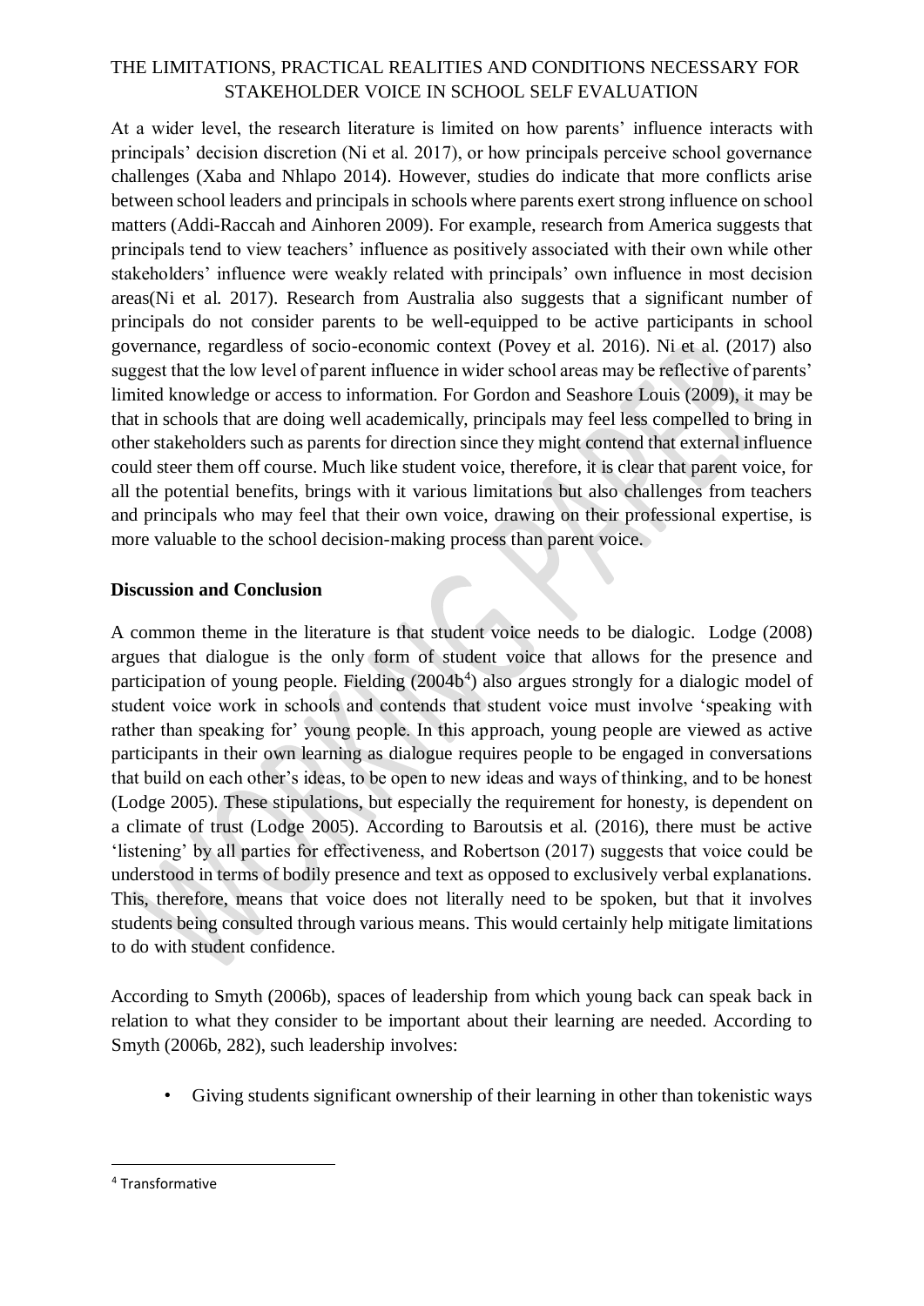At a wider level, the research literature is limited on how parents' influence interacts with principals' decision discretion (Ni et al. 2017), or how principals perceive school governance challenges (Xaba and Nhlapo 2014). However, studies do indicate that more conflicts arise between school leaders and principals in schools where parents exert strong influence on school matters (Addi-Raccah and Ainhoren 2009). For example, research from America suggests that principals tend to view teachers' influence as positively associated with their own while other stakeholders' influence were weakly related with principals' own influence in most decision areas(Ni et al. 2017). Research from Australia also suggests that a significant number of principals do not consider parents to be well-equipped to be active participants in school governance, regardless of socio-economic context (Povey et al. 2016). Ni et al. (2017) also suggest that the low level of parent influence in wider school areas may be reflective of parents' limited knowledge or access to information. For Gordon and Seashore Louis (2009), it may be that in schools that are doing well academically, principals may feel less compelled to bring in other stakeholders such as parents for direction since they might contend that external influence could steer them off course. Much like student voice, therefore, it is clear that parent voice, for all the potential benefits, brings with it various limitations but also challenges from teachers and principals who may feel that their own voice, drawing on their professional expertise, is more valuable to the school decision-making process than parent voice.

## Discussion and Conclusion

A common theme in the literature is that student voice needs to be dialogic. Lodge (2008) argues that dialogue is the only form of student voice that allows for the presence and participation of young people. Fielding (2004b[4]) also argues strongly for a dialogic model of student voice work in schools and contends that student voice must involve 'speaking with rather than speaking for' young people. In this approach, young people are viewed as active participants in their own learning as dialogue requires people to be engaged in conversations that build on each other's ideas, to be open to new ideas and ways of thinking, and to be honest (Lodge 2005). These stipulations, but especially the requirement for honesty, is dependent on a climate of trust (Lodge 2005). According to Baroutsis et al. (2016), there must be active 'listening' by all parties for effectiveness, and Robertson (2017) suggests that voice could be understood in terms of bodily presence and text as opposed to exclusively verbal explanations. This, therefore, means that voice does not literally need to be spoken, but that it involves students being consulted through various means. This would certainly help mitigate limitations to do with student confidence.

According to Smyth (2006b), spaces of leadership from which young back can speak back in relation to what they consider to be important about their learning are needed. According to Smyth (2006b, 282), such leadership involves:

- Giving students significant ownership of their learning in other than tokenistic ways

[4] Transformative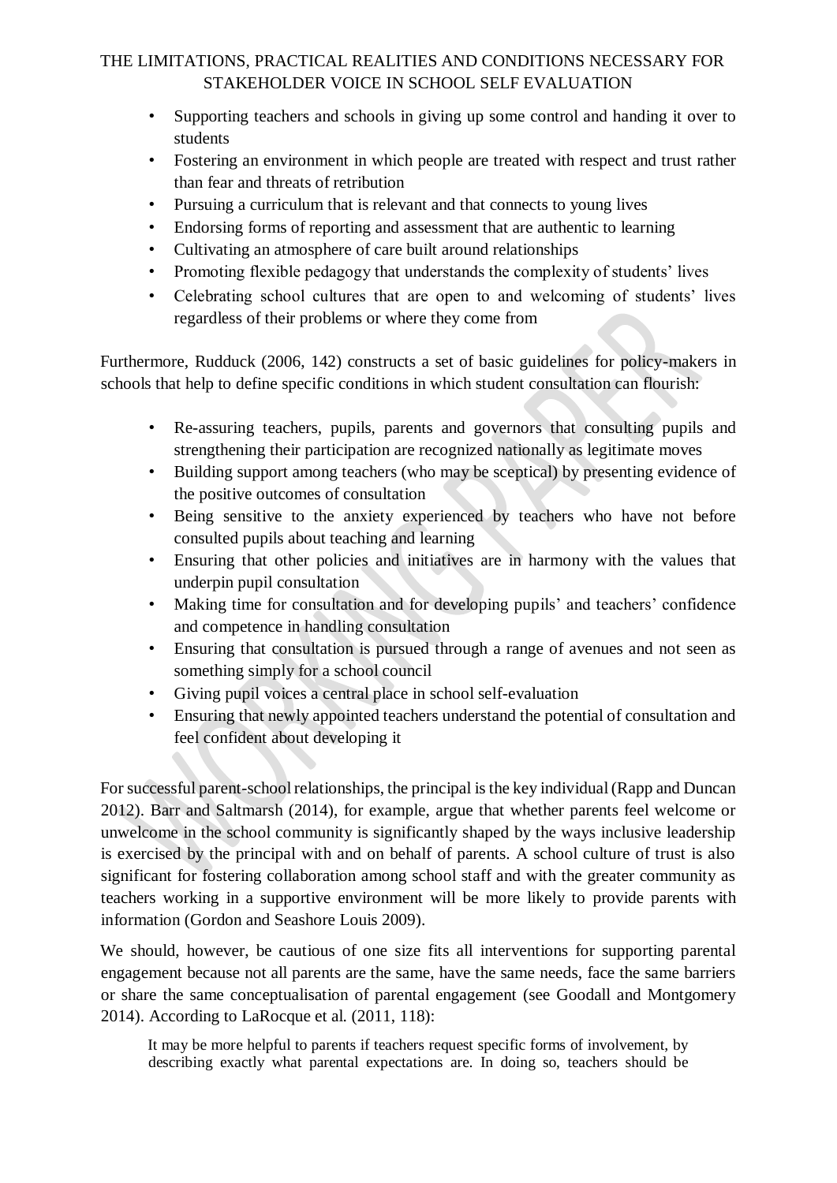- Supporting teachers and schools in giving up some control and handing it over to students
- Fostering an environment in which people are treated with respect and trust rather than fear and threats of retribution
- Pursuing a curriculum that is relevant and that connects to young lives
- Endorsing forms of reporting and assessment that are authentic to learning
- Cultivating an atmosphere of care built around relationships
- Promoting flexible pedagogy that understands the complexity of students' lives
- Celebrating school cultures that are open to and welcoming of students' lives regardless of their problems or where they come from

Furthermore, Rudduck (2006, 142) constructs a set of basic guidelines for policy-makers in schools that help to define specific conditions in which student consultation can flourish:

- Re-assuring teachers, pupils, parents and governors that consulting pupils and strengthening their participation are recognized nationally as legitimate moves
- Building support among teachers (who may be sceptical) by presenting evidence of the positive outcomes of consultation
- Being sensitive to the anxiety experienced by teachers who have not before consulted pupils about teaching and learning
- Ensuring that other policies and initiatives are in harmony with the values that underpin pupil consultation
- Making time for consultation and for developing pupils' and teachers' confidence and competence in handling consultation
- Ensuring that consultation is pursued through a range of avenues and not seen as something simply for a school council
- Giving pupil voices a central place in school self-evaluation
- Ensuring that newly appointed teachers understand the potential of consultation and feel confident about developing it

For successful parent-school relationships, the principal is the key individual (Rapp and Duncan 2012). Barr and Saltmarsh (2014), for example, argue that whether parents feel welcome or unwelcome in the school community is significantly shaped by the ways inclusive leadership is exercised by the principal with and on behalf of parents. A school culture of trust is also significant for fostering collaboration among school staff and with the greater community as teachers working in a supportive environment will be more likely to provide parents with information (Gordon and Seashore Louis 2009).

We should, however, be cautious of one size fits all interventions for supporting parental engagement because not all parents are the same, have the same needs, face the same barriers or share the same conceptualisation of parental engagement (see Goodall and Montgomery 2014). According to LaRocque et al. (2011, 118):

> It may be more helpful to parents if teachers request specific forms of involvement, by describing exactly what parental expectations are. In doing so, teachers should be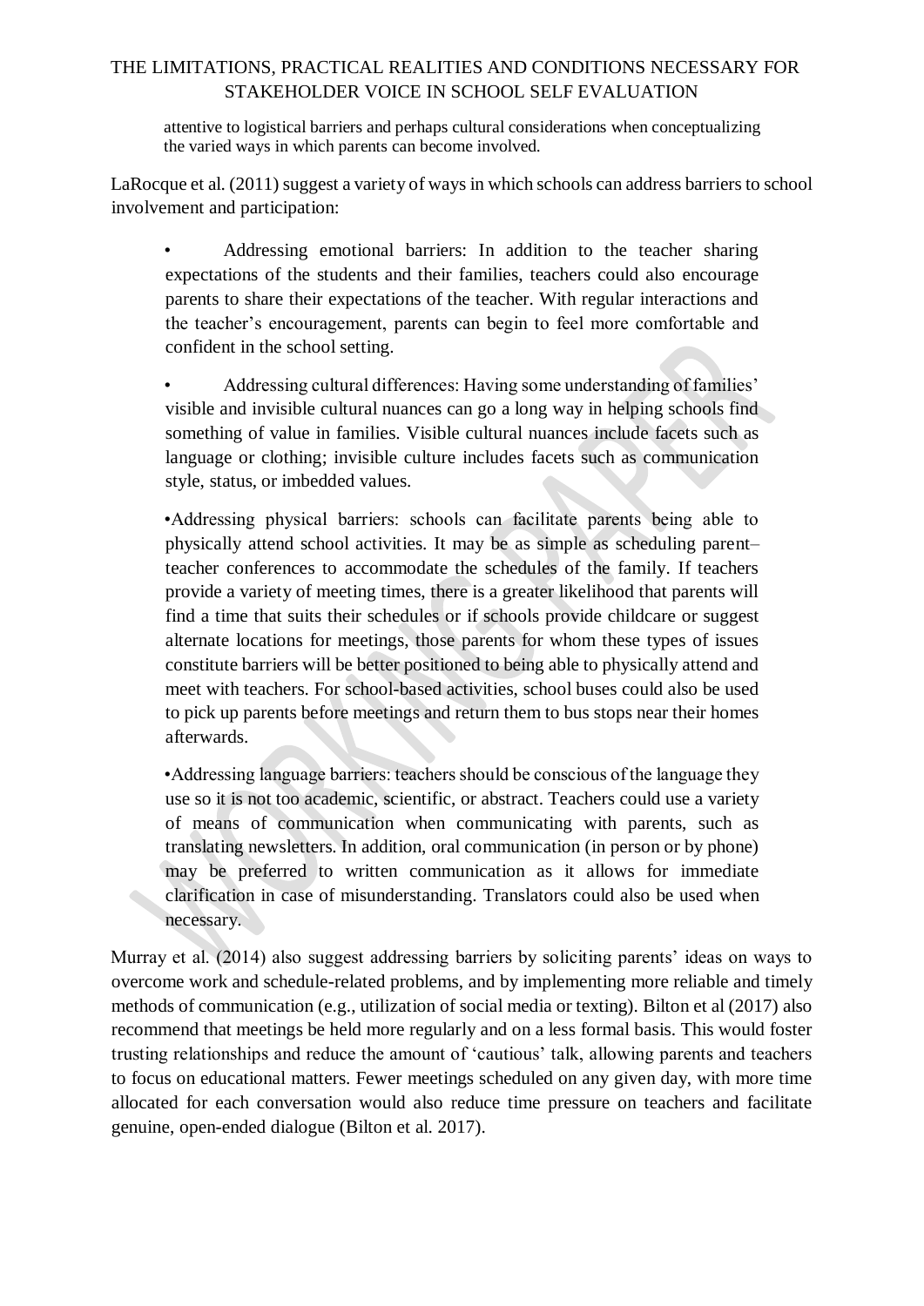> attentive to logistical barriers and perhaps cultural considerations when conceptualizing the varied ways in which parents can become involved.

LaRocque et al. (2011) suggest a variety of ways in which schools can address barriers to school involvement and participation:

> • Addressing emotional barriers: In addition to the teacher sharing expectations of the students and their families, teachers could also encourage parents to share their expectations of the teacher. With regular interactions and the teacher's encouragement, parents can begin to feel more comfortable and confident in the school setting.
>
> • Addressing cultural differences: Having some understanding of families' visible and invisible cultural nuances can go a long way in helping schools find something of value in families. Visible cultural nuances include facets such as language or clothing; invisible culture includes facets such as communication style, status, or imbedded values.
>
> •Addressing physical barriers: schools can facilitate parents being able to physically attend school activities. It may be as simple as scheduling parent–teacher conferences to accommodate the schedules of the family. If teachers provide a variety of meeting times, there is a greater likelihood that parents will find a time that suits their schedules or if schools provide childcare or suggest alternate locations for meetings, those parents for whom these types of issues constitute barriers will be better positioned to being able to physically attend and meet with teachers. For school-based activities, school buses could also be used to pick up parents before meetings and return them to bus stops near their homes afterwards.
>
> •Addressing language barriers: teachers should be conscious of the language they use so it is not too academic, scientific, or abstract. Teachers could use a variety of means of communication when communicating with parents, such as translating newsletters. In addition, oral communication (in person or by phone) may be preferred to written communication as it allows for immediate clarification in case of misunderstanding. Translators could also be used when necessary.

Murray et al. (2014) also suggest addressing barriers by soliciting parents' ideas on ways to overcome work and schedule-related problems, and by implementing more reliable and timely methods of communication (e.g., utilization of social media or texting). Bilton et al (2017) also recommend that meetings be held more regularly and on a less formal basis. This would foster trusting relationships and reduce the amount of 'cautious' talk, allowing parents and teachers to focus on educational matters. Fewer meetings scheduled on any given day, with more time allocated for each conversation would also reduce time pressure on teachers and facilitate genuine, open-ended dialogue (Bilton et al. 2017).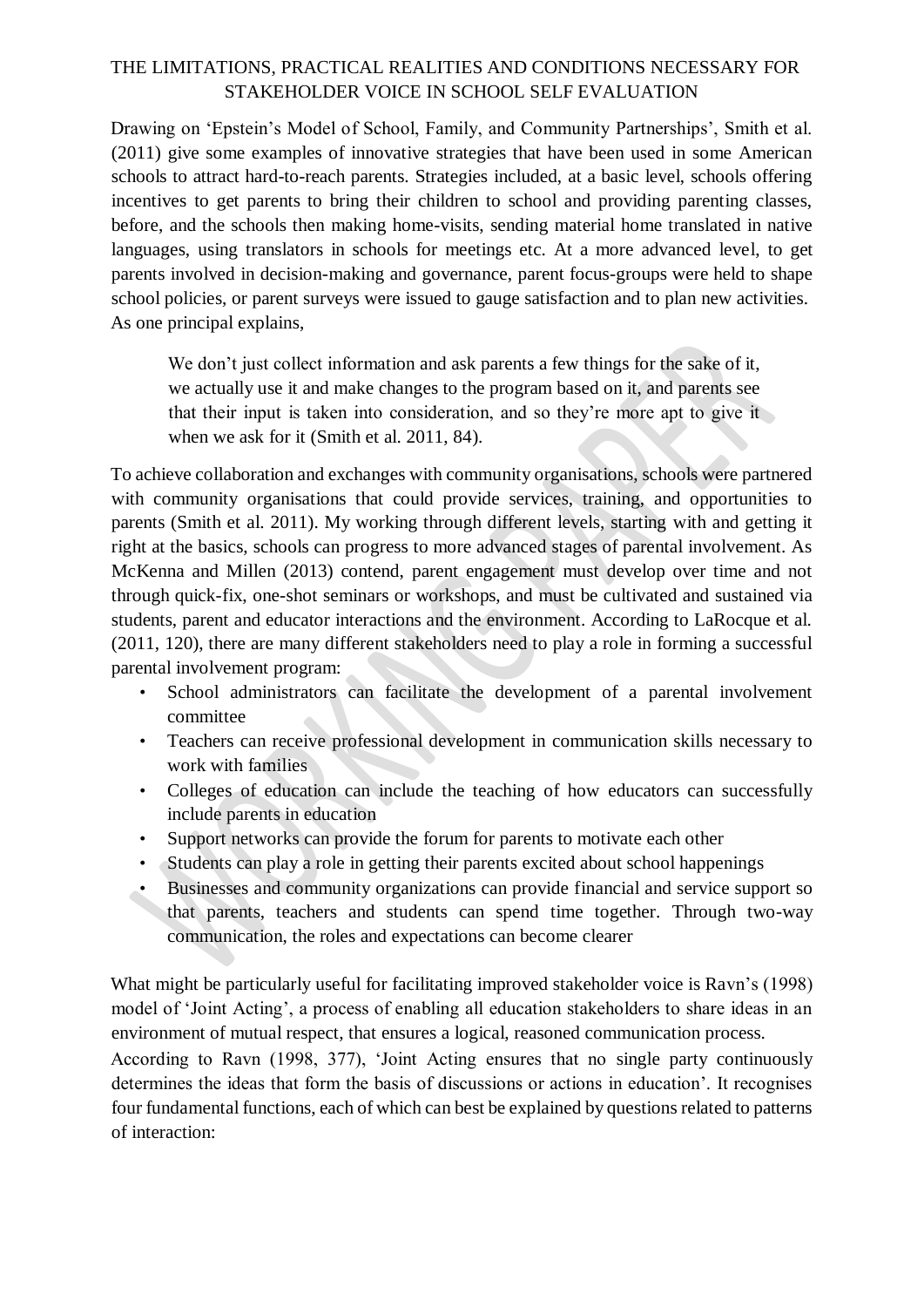THE LIMITATIONS, PRACTICAL REALITIES AND CONDITIONS NECESSARY FOR STAKEHOLDER VOICE IN SCHOOL SELF EVALUATION

Drawing on 'Epstein's Model of School, Family, and Community Partnerships', Smith et al. (2011) give some examples of innovative strategies that have been used in some American schools to attract hard-to-reach parents. Strategies included, at a basic level, schools offering incentives to get parents to bring their children to school and providing parenting classes, before, and the schools then making home-visits, sending material home translated in native languages, using translators in schools for meetings etc. At a more advanced level, to get parents involved in decision-making and governance, parent focus-groups were held to shape school policies, or parent surveys were issued to gauge satisfaction and to plan new activities. As one principal explains,

> We don't just collect information and ask parents a few things for the sake of it, we actually use it and make changes to the program based on it, and parents see that their input is taken into consideration, and so they're more apt to give it when we ask for it (Smith et al. 2011, 84).

To achieve collaboration and exchanges with community organisations, schools were partnered with community organisations that could provide services, training, and opportunities to parents (Smith et al. 2011). My working through different levels, starting with and getting it right at the basics, schools can progress to more advanced stages of parental involvement. As McKenna and Millen (2013) contend, parent engagement must develop over time and not through quick-fix, one-shot seminars or workshops, and must be cultivated and sustained via students, parent and educator interactions and the environment. According to LaRocque et al. (2011, 120), there are many different stakeholders need to play a role in forming a successful parental involvement program:

- School administrators can facilitate the development of a parental involvement committee
- Teachers can receive professional development in communication skills necessary to work with families
- Colleges of education can include the teaching of how educators can successfully include parents in education
- Support networks can provide the forum for parents to motivate each other
- Students can play a role in getting their parents excited about school happenings
- Businesses and community organizations can provide financial and service support so that parents, teachers and students can spend time together. Through two-way communication, the roles and expectations can become clearer

What might be particularly useful for facilitating improved stakeholder voice is Ravn's (1998) model of 'Joint Acting', a process of enabling all education stakeholders to share ideas in an environment of mutual respect, that ensures a logical, reasoned communication process.

According to Ravn (1998, 377), 'Joint Acting ensures that no single party continuously determines the ideas that form the basis of discussions or actions in education'. It recognises four fundamental functions, each of which can best be explained by questions related to patterns of interaction: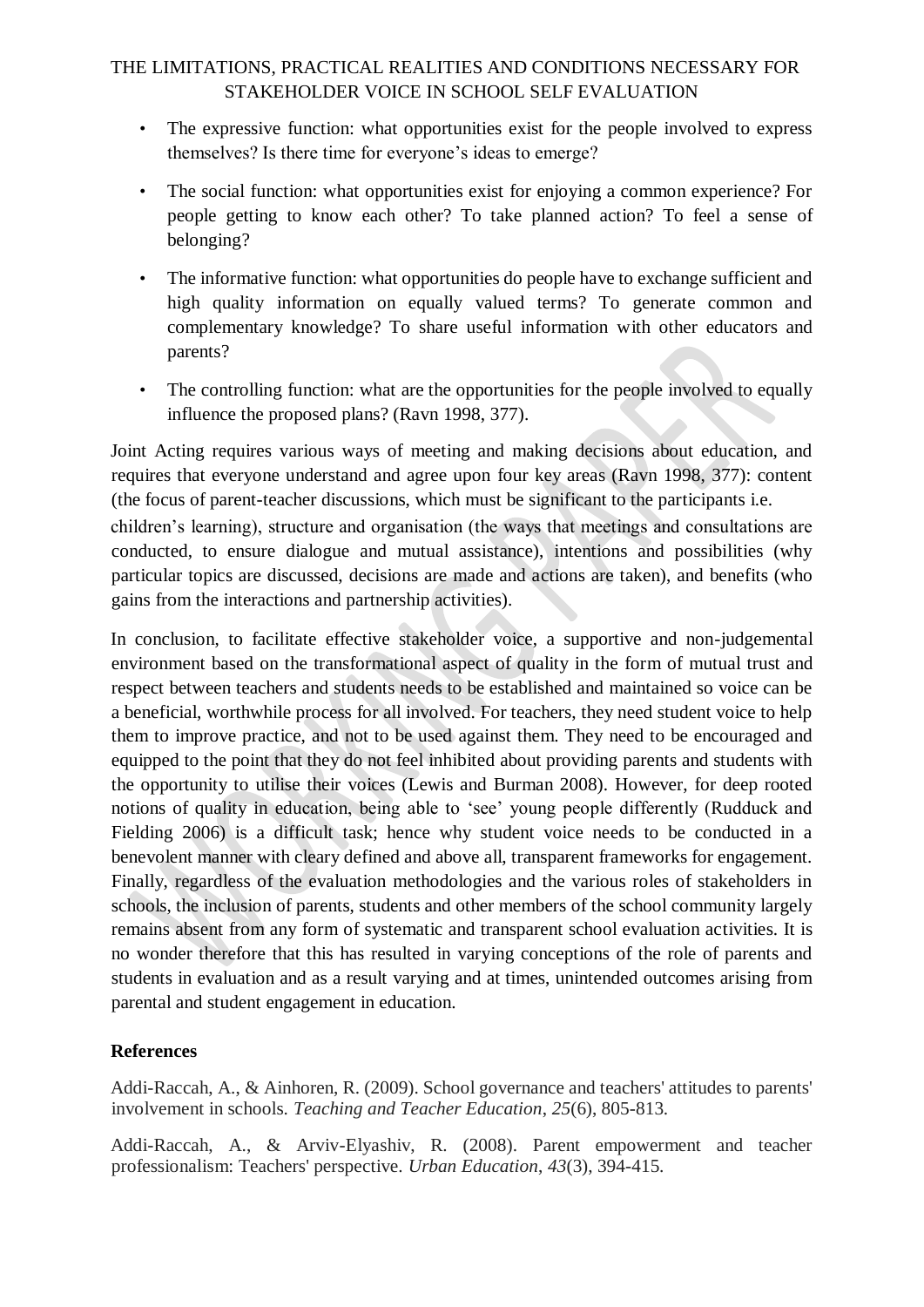- The expressive function: what opportunities exist for the people involved to express themselves? Is there time for everyone's ideas to emerge?
- The social function: what opportunities exist for enjoying a common experience? For people getting to know each other? To take planned action? To feel a sense of belonging?
- The informative function: what opportunities do people have to exchange sufficient and high quality information on equally valued terms? To generate common and complementary knowledge? To share useful information with other educators and parents?
- The controlling function: what are the opportunities for the people involved to equally influence the proposed plans? (Ravn 1998, 377).

Joint Acting requires various ways of meeting and making decisions about education, and requires that everyone understand and agree upon four key areas (Ravn 1998, 377): content (the focus of parent-teacher discussions, which must be significant to the participants i.e. children's learning), structure and organisation (the ways that meetings and consultations are conducted, to ensure dialogue and mutual assistance), intentions and possibilities (why particular topics are discussed, decisions are made and actions are taken), and benefits (who gains from the interactions and partnership activities).

In conclusion, to facilitate effective stakeholder voice, a supportive and non-judgemental environment based on the transformational aspect of quality in the form of mutual trust and respect between teachers and students needs to be established and maintained so voice can be a beneficial, worthwhile process for all involved. For teachers, they need student voice to help them to improve practice, and not to be used against them. They need to be encouraged and equipped to the point that they do not feel inhibited about providing parents and students with the opportunity to utilise their voices (Lewis and Burman 2008). However, for deep rooted notions of quality in education, being able to 'see' young people differently (Rudduck and Fielding 2006) is a difficult task; hence why student voice needs to be conducted in a benevolent manner with cleary defined and above all, transparent frameworks for engagement. Finally, regardless of the evaluation methodologies and the various roles of stakeholders in schools, the inclusion of parents, students and other members of the school community largely remains absent from any form of systematic and transparent school evaluation activities. It is no wonder therefore that this has resulted in varying conceptions of the role of parents and students in evaluation and as a result varying and at times, unintended outcomes arising from parental and student engagement in education.

## References

Addi-Raccah, A., & Ainhoren, R. (2009). School governance and teachers' attitudes to parents' involvement in schools. *Teaching and Teacher Education*, *25*(6), 805-813.

Addi-Raccah, A., & Arviv-Elyashiv, R. (2008). Parent empowerment and teacher professionalism: Teachers' perspective. *Urban Education*, *43*(3), 394-415.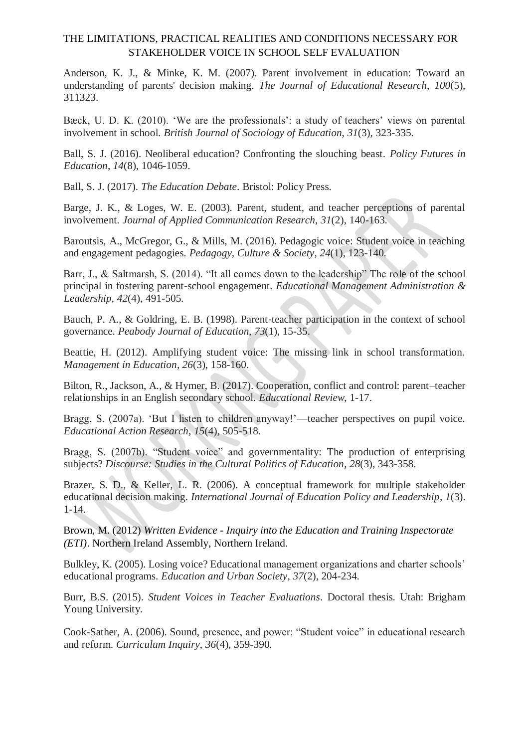Anderson, K. J., & Minke, K. M. (2007). Parent involvement in education: Toward an understanding of parents' decision making. *The Journal of Educational Research*, *100*(5), 311323.

Bæck, U. D. K. (2010). 'We are the professionals': a study of teachers' views on parental involvement in school. *British Journal of Sociology of Education*, *31*(3), 323-335.

Ball, S. J. (2016). Neoliberal education? Confronting the slouching beast. *Policy Futures in Education*, *14*(8), 1046-1059.

Ball, S. J. (2017). *The Education Debate*. Bristol: Policy Press.

Barge, J. K., & Loges, W. E. (2003). Parent, student, and teacher perceptions of parental involvement. *Journal of Applied Communication Research*, *31*(2), 140-163.

Baroutsis, A., McGregor, G., & Mills, M. (2016). Pedagogic voice: Student voice in teaching and engagement pedagogies. *Pedagogy, Culture & Society*, *24*(1), 123-140.

Barr, J., & Saltmarsh, S. (2014). "It all comes down to the leadership" The role of the school principal in fostering parent-school engagement. *Educational Management Administration & Leadership*, *42*(4), 491-505.

Bauch, P. A., & Goldring, E. B. (1998). Parent-teacher participation in the context of school governance. *Peabody Journal of Education*, *73*(1), 15-35.

Beattie, H. (2012). Amplifying student voice: The missing link in school transformation. *Management in Education*, *26*(3), 158-160.

Bilton, R., Jackson, A., & Hymer, B. (2017). Cooperation, conflict and control: parent–teacher relationships in an English secondary school. *Educational Review*, 1-17.

Bragg, S. (2007a). 'But I listen to children anyway!'—teacher perspectives on pupil voice. *Educational Action Research*, *15*(4), 505-518.

Bragg, S. (2007b). "Student voice" and governmentality: The production of enterprising subjects? *Discourse: Studies in the Cultural Politics of Education*, *28*(3), 343-358.

Brazer, S. D., & Keller, L. R. (2006). A conceptual framework for multiple stakeholder educational decision making. *International Journal of Education Policy and Leadership*, *1*(3). 1-14.

Brown, M. (2012) *Written Evidence - Inquiry into the Education and Training Inspectorate (ETI)*. Northern Ireland Assembly, Northern Ireland.

Bulkley, K. (2005). Losing voice? Educational management organizations and charter schools' educational programs. *Education and Urban Society*, *37*(2), 204-234.

Burr, B.S. (2015). *Student Voices in Teacher Evaluations*. Doctoral thesis. Utah: Brigham Young University.

Cook-Sather, A. (2006). Sound, presence, and power: "Student voice" in educational research and reform. *Curriculum Inquiry*, *36*(4), 359-390.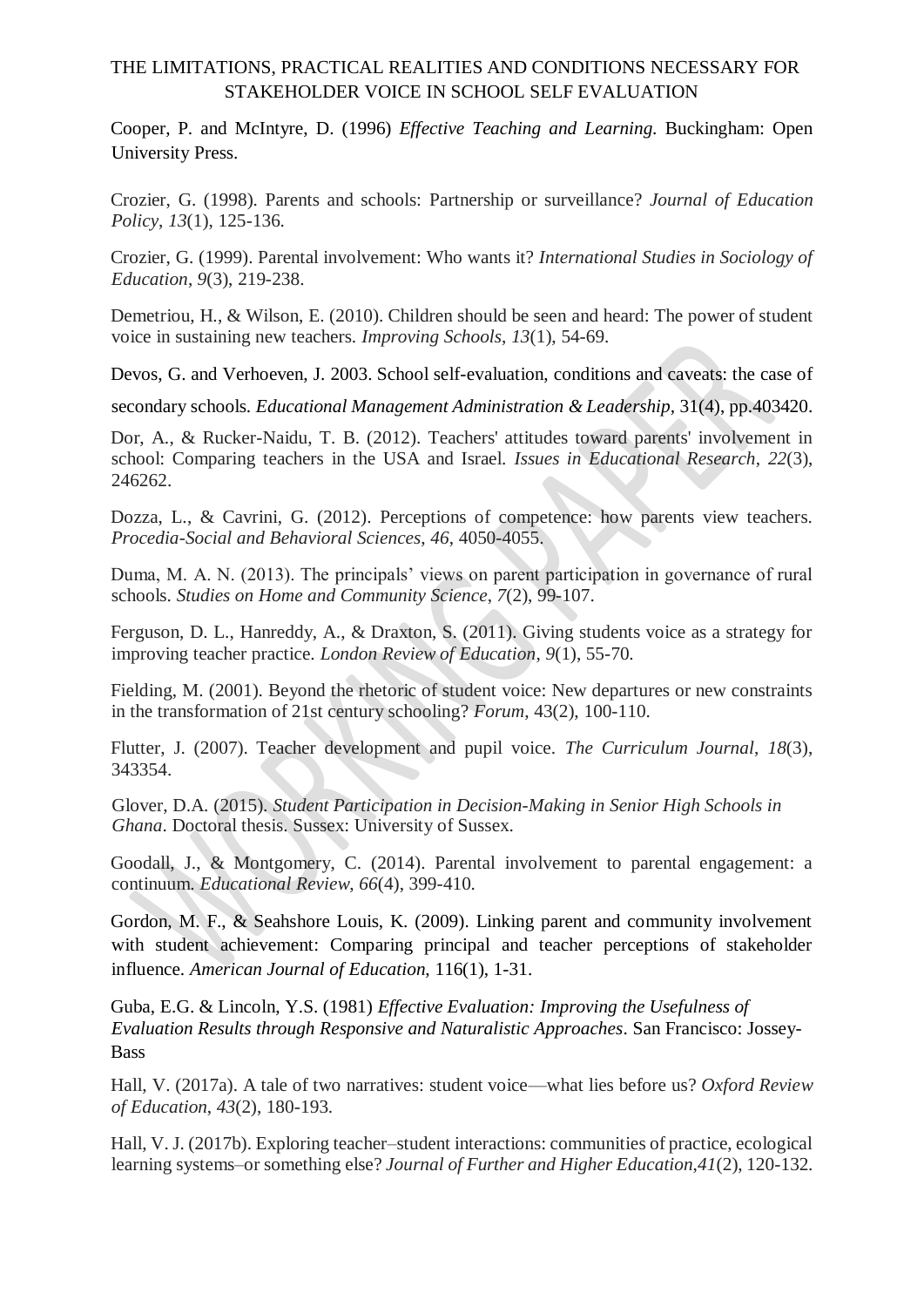Cooper, P. and McIntyre, D. (1996) *Effective Teaching and Learning*. Buckingham: Open University Press.

Crozier, G. (1998). Parents and schools: Partnership or surveillance? *Journal of Education Policy*, *13*(1), 125-136.

Crozier, G. (1999). Parental involvement: Who wants it? *International Studies in Sociology of Education*, *9*(3), 219-238.

Demetriou, H., & Wilson, E. (2010). Children should be seen and heard: The power of student voice in sustaining new teachers. *Improving Schools*, *13*(1), 54-69.

Devos, G. and Verhoeven, J. 2003. School self-evaluation, conditions and caveats: the case of secondary schools. *Educational Management Administration & Leadership*, 31(4), pp.403420.

Dor, A., & Rucker-Naidu, T. B. (2012). Teachers' attitudes toward parents' involvement in school: Comparing teachers in the USA and Israel. *Issues in Educational Research*, *22*(3), 246262.

Dozza, L., & Cavrini, G. (2012). Perceptions of competence: how parents view teachers. *Procedia-Social and Behavioral Sciences*, *46*, 4050-4055.

Duma, M. A. N. (2013). The principals' views on parent participation in governance of rural schools. *Studies on Home and Community Science*, *7*(2), 99-107.

Ferguson, D. L., Hanreddy, A., & Draxton, S. (2011). Giving students voice as a strategy for improving teacher practice. *London Review of Education*, *9*(1), 55-70.

Fielding, M. (2001). Beyond the rhetoric of student voice: New departures or new constraints in the transformation of 21st century schooling? *Forum*, 43(2), 100-110.

Flutter, J. (2007). Teacher development and pupil voice. *The Curriculum Journal*, *18*(3), 343354.

Glover, D.A. (2015). *Student Participation in Decision-Making in Senior High Schools in Ghana*. Doctoral thesis. Sussex: University of Sussex.

Goodall, J., & Montgomery, C. (2014). Parental involvement to parental engagement: a continuum. *Educational Review*, *66*(4), 399-410.

Gordon, M. F., & Seahshore Louis, K. (2009). Linking parent and community involvement with student achievement: Comparing principal and teacher perceptions of stakeholder influence. *American Journal of Education*, 116(1), 1-31.

Guba, E.G. & Lincoln, Y.S. (1981) *Effective Evaluation: Improving the Usefulness of Evaluation Results through Responsive and Naturalistic Approaches*. San Francisco: Jossey-Bass

Hall, V. (2017a). A tale of two narratives: student voice—what lies before us? *Oxford Review of Education*, *43*(2), 180-193.

Hall, V. J. (2017b). Exploring teacher–student interactions: communities of practice, ecological learning systems–or something else? *Journal of Further and Higher Education*,*41*(2), 120-132.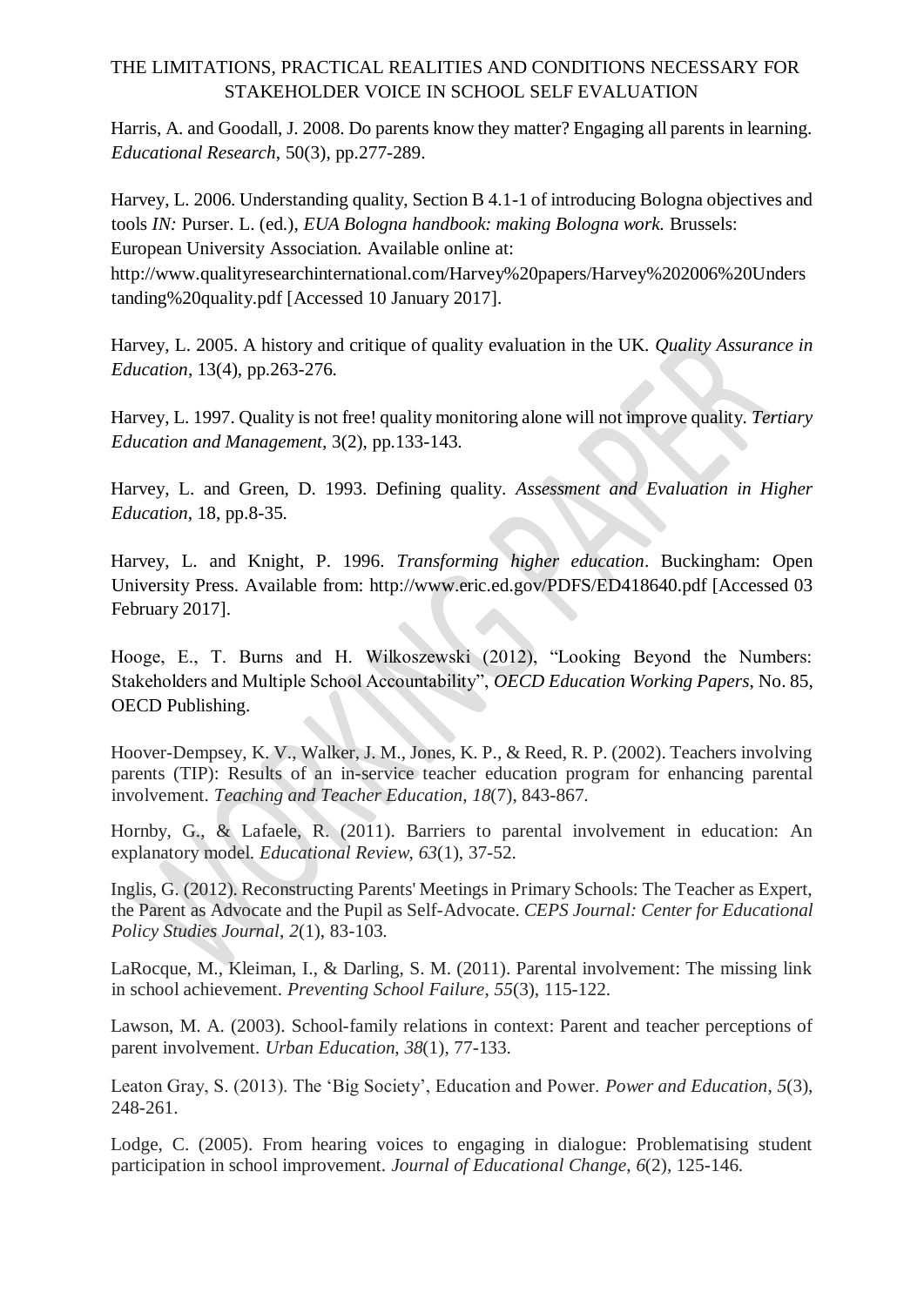Harris, A. and Goodall, J. 2008. Do parents know they matter? Engaging all parents in learning. *Educational Research*, 50(3), pp.277-289.

Harvey, L. 2006. Understanding quality, Section B 4.1-1 of introducing Bologna objectives and tools *IN:* Purser. L. (ed.), *EUA Bologna handbook: making Bologna work.* Brussels: European University Association. Available online at: http://www.qualityresearchinternational.com/Harvey%20papers/Harvey%202006%20Understanding%20quality.pdf [Accessed 10 January 2017].

Harvey, L. 2005. A history and critique of quality evaluation in the UK. *Quality Assurance in Education*, 13(4), pp.263-276.

Harvey, L. 1997. Quality is not free! quality monitoring alone will not improve quality. *Tertiary Education and Management,* 3(2), pp.133-143.

Harvey, L. and Green, D. 1993. Defining quality. *Assessment and Evaluation in Higher Education,* 18, pp.8-35.

Harvey, L. and Knight, P. 1996. *Transforming higher education*. Buckingham: Open University Press. Available from: http://www.eric.ed.gov/PDFS/ED418640.pdf [Accessed 03 February 2017].

Hooge, E., T. Burns and H. Wilkoszewski (2012), "Looking Beyond the Numbers: Stakeholders and Multiple School Accountability", *OECD Education Working Papers*, No. 85, OECD Publishing.

Hoover-Dempsey, K. V., Walker, J. M., Jones, K. P., & Reed, R. P. (2002). Teachers involving parents (TIP): Results of an in-service teacher education program for enhancing parental involvement. *Teaching and Teacher Education*, *18*(7), 843-867.

Hornby, G., & Lafaele, R. (2011). Barriers to parental involvement in education: An explanatory model. *Educational Review*, *63*(1), 37-52.

Inglis, G. (2012). Reconstructing Parents' Meetings in Primary Schools: The Teacher as Expert, the Parent as Advocate and the Pupil as Self-Advocate. *CEPS Journal: Center for Educational Policy Studies Journal*, *2*(1), 83-103.

LaRocque, M., Kleiman, I., & Darling, S. M. (2011). Parental involvement: The missing link in school achievement. *Preventing School Failure*, *55*(3), 115-122.

Lawson, M. A. (2003). School-family relations in context: Parent and teacher perceptions of parent involvement. *Urban Education*, *38*(1), 77-133.

Leaton Gray, S. (2013). The 'Big Society', Education and Power. *Power and Education*, *5*(3), 248-261.

Lodge, C. (2005). From hearing voices to engaging in dialogue: Problematising student participation in school improvement. *Journal of Educational Change*, *6*(2), 125-146.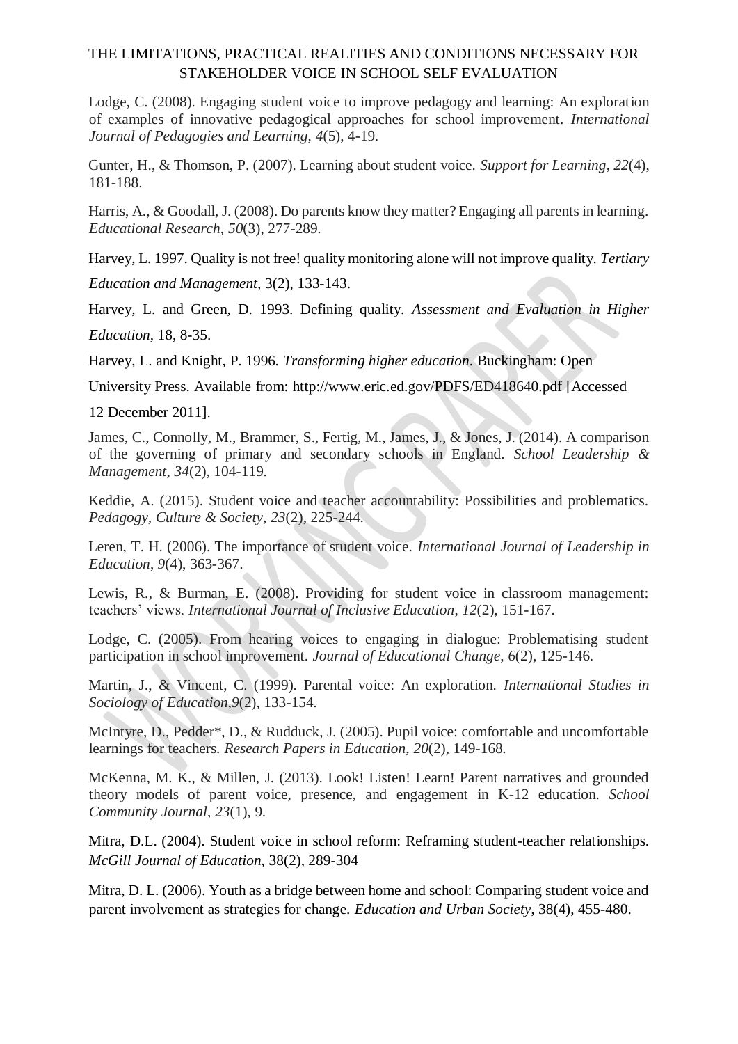Lodge, C. (2008). Engaging student voice to improve pedagogy and learning: An exploration of examples of innovative pedagogical approaches for school improvement. *International Journal of Pedagogies and Learning*, *4*(5), 4-19.

Gunter, H., & Thomson, P. (2007). Learning about student voice. *Support for Learning*, *22*(4), 181-188.

Harris, A., & Goodall, J. (2008). Do parents know they matter? Engaging all parents in learning. *Educational Research*, *50*(3), 277-289.

Harvey, L. 1997. Quality is not free! quality monitoring alone will not improve quality. *Tertiary Education and Management,* 3(2), 133-143.

Harvey, L. and Green, D. 1993. Defining quality. *Assessment and Evaluation in Higher Education,* 18, 8-35.

Harvey, L. and Knight, P. 1996. *Transforming higher education*. Buckingham: Open University Press. Available from: http://www.eric.ed.gov/PDFS/ED418640.pdf [Accessed 12 December 2011].

James, C., Connolly, M., Brammer, S., Fertig, M., James, J., & Jones, J. (2014). A comparison of the governing of primary and secondary schools in England. *School Leadership & Management*, *34*(2), 104-119.

Keddie, A. (2015). Student voice and teacher accountability: Possibilities and problematics. *Pedagogy, Culture & Society*, *23*(2), 225-244.

Leren, T. H. (2006). The importance of student voice. *International Journal of Leadership in Education*, *9*(4), 363-367.

Lewis, R., & Burman, E. (2008). Providing for student voice in classroom management: teachers' views. *International Journal of Inclusive Education*, *12*(2), 151-167.

Lodge, C. (2005). From hearing voices to engaging in dialogue: Problematising student participation in school improvement. *Journal of Educational Change*, *6*(2), 125-146.

Martin, J., & Vincent, C. (1999). Parental voice: An exploration. *International Studies in Sociology of Education*,*9*(2), 133-154.

McIntyre, D., Pedder*, D., & Rudduck, J. (2005). Pupil voice: comfortable and uncomfortable learnings for teachers. *Research Papers in Education*, *20*(2), 149-168.

McKenna, M. K., & Millen, J. (2013). Look! Listen! Learn! Parent narratives and grounded theory models of parent voice, presence, and engagement in K-12 education. *School Community Journal*, *23*(1), 9.

Mitra, D.L. (2004). Student voice in school reform: Reframing student-teacher relationships. *McGill Journal of Education*, 38(2), 289-304

Mitra, D. L. (2006). Youth as a bridge between home and school: Comparing student voice and parent involvement as strategies for change. *Education and Urban Society*, 38(4), 455-480.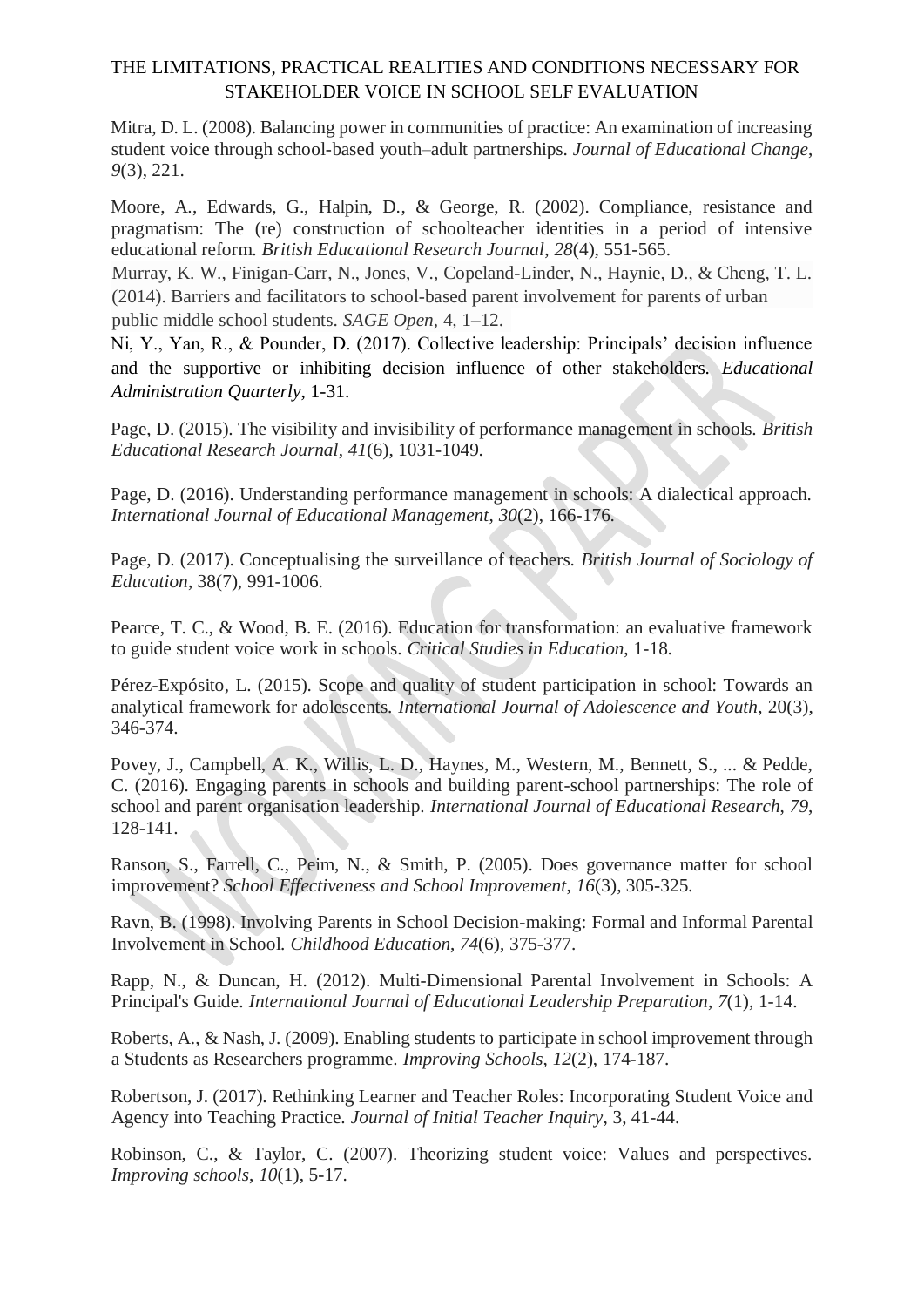Mitra, D. L. (2008). Balancing power in communities of practice: An examination of increasing student voice through school-based youth–adult partnerships. *Journal of Educational Change*, *9*(3), 221.

Moore, A., Edwards, G., Halpin, D., & George, R. (2002). Compliance, resistance and pragmatism: The (re) construction of schoolteacher identities in a period of intensive educational reform. *British Educational Research Journal*, *28*(4), 551-565.

Murray, K. W., Finigan-Carr, N., Jones, V., Copeland-Linder, N., Haynie, D., & Cheng, T. L. (2014). Barriers and facilitators to school-based parent involvement for parents of urban public middle school students. *SAGE Open*, 4, 1–12.

Ni, Y., Yan, R., & Pounder, D. (2017). Collective leadership: Principals' decision influence and the supportive or inhibiting decision influence of other stakeholders. *Educational Administration Quarterly*, 1-31.

Page, D. (2015). The visibility and invisibility of performance management in schools. *British Educational Research Journal*, *41*(6), 1031-1049.

Page, D. (2016). Understanding performance management in schools: A dialectical approach. *International Journal of Educational Management*, *30*(2), 166-176.

Page, D. (2017). Conceptualising the surveillance of teachers. *British Journal of Sociology of Education*, 38(7), 991-1006.

Pearce, T. C., & Wood, B. E. (2016). Education for transformation: an evaluative framework to guide student voice work in schools. *Critical Studies in Education*, 1-18.

Pérez-Expósito, L. (2015). Scope and quality of student participation in school: Towards an analytical framework for adolescents. *International Journal of Adolescence and Youth*, 20(3), 346-374.

Povey, J., Campbell, A. K., Willis, L. D., Haynes, M., Western, M., Bennett, S., ... & Pedde, C. (2016). Engaging parents in schools and building parent-school partnerships: The role of school and parent organisation leadership. *International Journal of Educational Research*, *79*, 128-141.

Ranson, S., Farrell, C., Peim, N., & Smith, P. (2005). Does governance matter for school improvement? *School Effectiveness and School Improvement*, *16*(3), 305-325.

Ravn, B. (1998). Involving Parents in School Decision-making: Formal and Informal Parental Involvement in School. *Childhood Education*, *74*(6), 375-377.

Rapp, N., & Duncan, H. (2012). Multi-Dimensional Parental Involvement in Schools: A Principal's Guide. *International Journal of Educational Leadership Preparation*, *7*(1), 1-14.

Roberts, A., & Nash, J. (2009). Enabling students to participate in school improvement through a Students as Researchers programme. *Improving Schools*, *12*(2), 174-187.

Robertson, J. (2017). Rethinking Learner and Teacher Roles: Incorporating Student Voice and Agency into Teaching Practice. *Journal of Initial Teacher Inquiry*, 3, 41-44.

Robinson, C., & Taylor, C. (2007). Theorizing student voice: Values and perspectives. *Improving schools*, *10*(1), 5-17.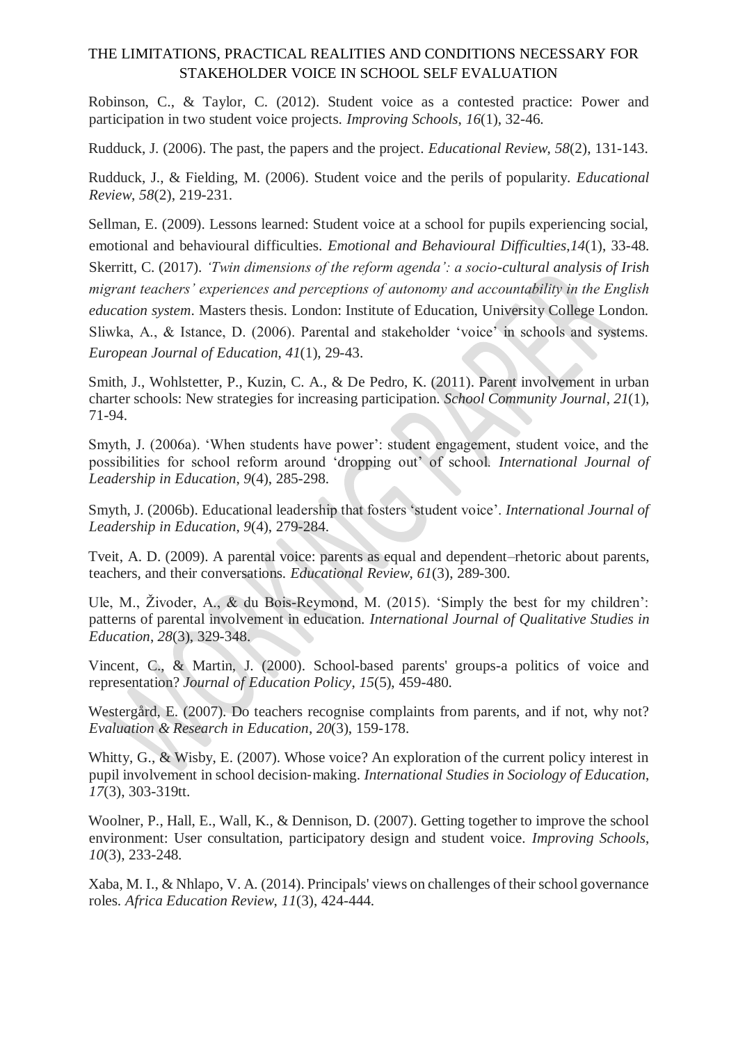Robinson, C., & Taylor, C. (2012). Student voice as a contested practice: Power and participation in two student voice projects. *Improving Schools*, *16*(1), 32-46.

Rudduck, J. (2006). The past, the papers and the project. *Educational Review*, *58*(2), 131-143.

Rudduck, J., & Fielding, M. (2006). Student voice and the perils of popularity. *Educational Review*, *58*(2), 219-231.

Sellman, E. (2009). Lessons learned: Student voice at a school for pupils experiencing social, emotional and behavioural difficulties. *Emotional and Behavioural Difficulties*,*14*(1), 33-48.

Skerritt, C. (2017). *'Twin dimensions of the reform agenda': a socio-cultural analysis of Irish migrant teachers' experiences and perceptions of autonomy and accountability in the English education system*. Masters thesis. London: Institute of Education, University College London.

Sliwka, A., & Istance, D. (2006). Parental and stakeholder 'voice' in schools and systems. *European Journal of Education*, *41*(1), 29-43.

Smith, J., Wohlstetter, P., Kuzin, C. A., & De Pedro, K. (2011). Parent involvement in urban charter schools: New strategies for increasing participation. *School Community Journal*, *21*(1), 71-94.

Smyth, J. (2006a). 'When students have power': student engagement, student voice, and the possibilities for school reform around 'dropping out' of school. *International Journal of Leadership in Education*, *9*(4), 285-298.

Smyth, J. (2006b). Educational leadership that fosters 'student voice'. *International Journal of Leadership in Education*, *9*(4), 279-284.

Tveit, A. D. (2009). A parental voice: parents as equal and dependent–rhetoric about parents, teachers, and their conversations. *Educational Review*, *61*(3), 289-300.

Ule, M., Živoder, A., & du Bois-Reymond, M. (2015). 'Simply the best for my children': patterns of parental involvement in education. *International Journal of Qualitative Studies in Education*, *28*(3), 329-348.

Vincent, C., & Martin, J. (2000). School-based parents' groups-a politics of voice and representation? *Journal of Education Policy*, *15*(5), 459-480.

Westergård, E. (2007). Do teachers recognise complaints from parents, and if not, why not? *Evaluation & Research in Education*, *20*(3), 159-178.

Whitty, G., & Wisby, E. (2007). Whose voice? An exploration of the current policy interest in pupil involvement in school decision‐making. *International Studies in Sociology of Education*, *17*(3), 303-319tt.

Woolner, P., Hall, E., Wall, K., & Dennison, D. (2007). Getting together to improve the school environment: User consultation, participatory design and student voice. *Improving Schools*, *10*(3), 233-248.

Xaba, M. I., & Nhlapo, V. A. (2014). Principals' views on challenges of their school governance roles. *Africa Education Review*, *11*(3), 424-444.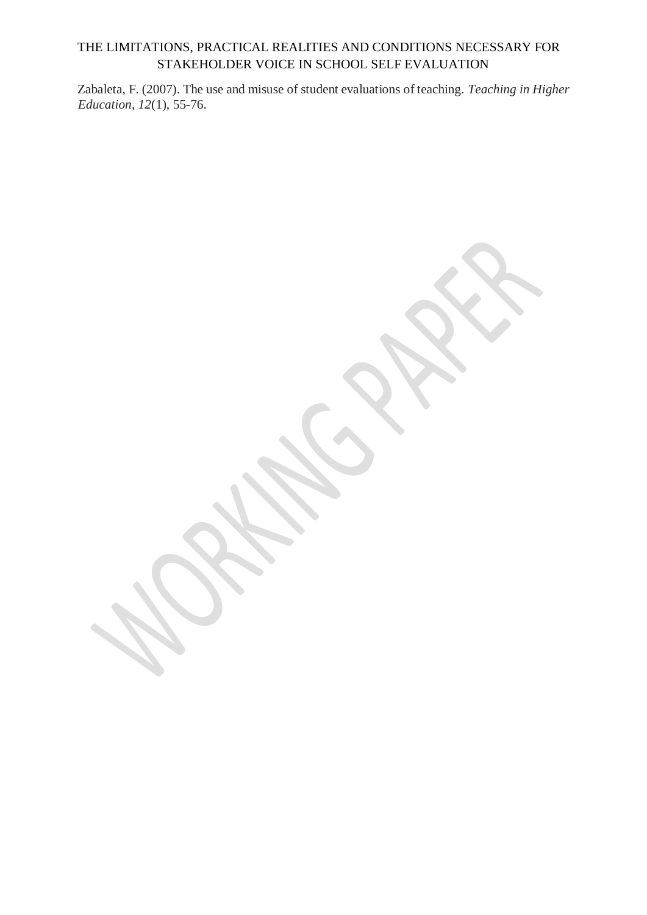Zabaleta, F. (2007). The use and misuse of student evaluations of teaching. *Teaching in Higher Education*, *12*(1), 55-76.